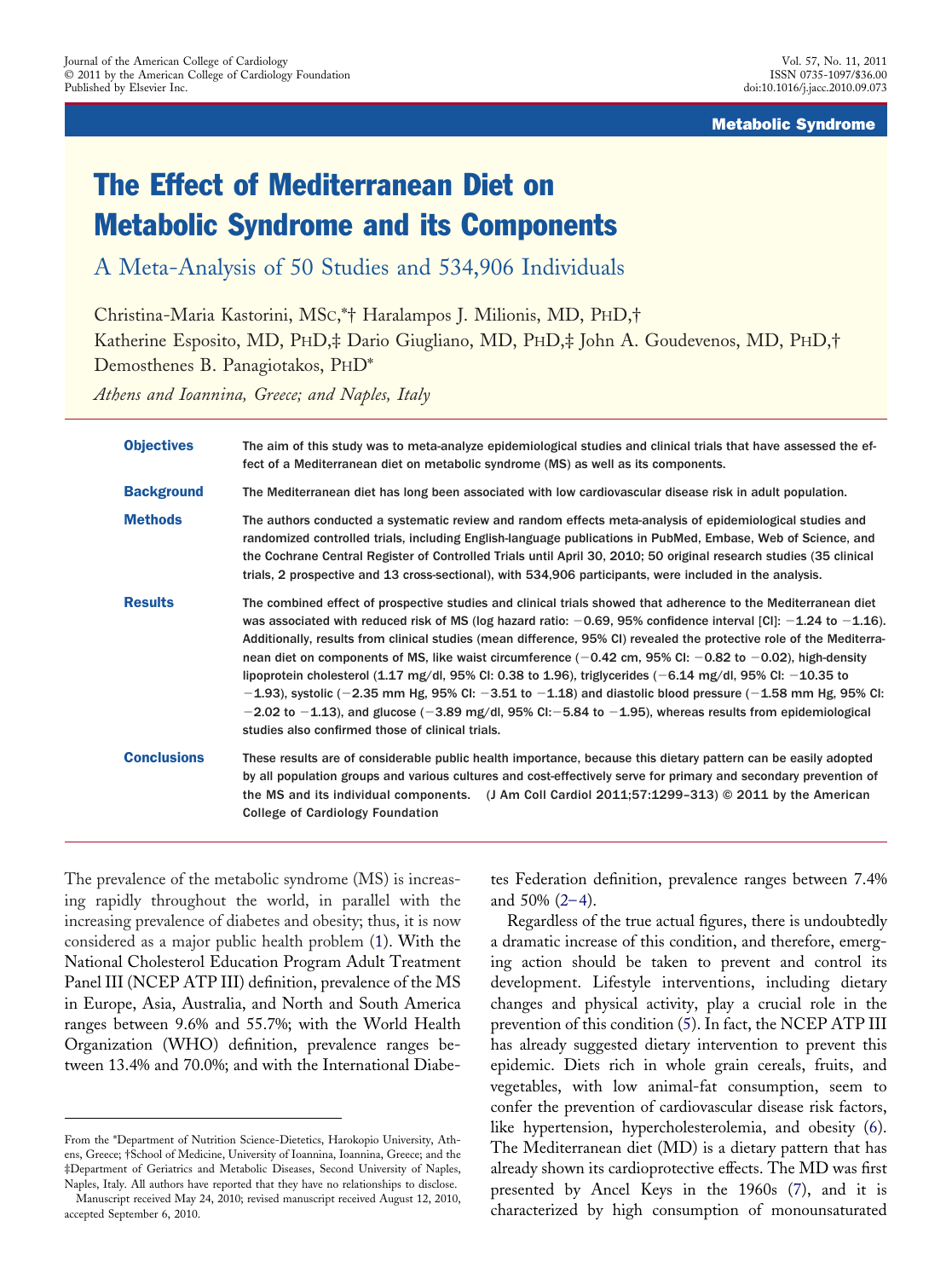Metabolic Syndrome

# The Effect of Mediterranean Diet on Metabolic Syndrome and its Components

## A Meta-Analysis of 50 Studies and 534,906 Individuals

Christina-Maria Kastorini, MSc,*† Haralampos J. Milionis, MD, PhD,† Katherine Esposito, MD, PhD,‡ Dario Giugliano, MD, PhD,‡ John A. Goudevenos, MD, PhD,† Demosthenes B. Panagiotakos, PhD*

*Athens and Ioannina, Greece; and Naples, Italy*

**Objectives** The aim of this study was to meta-analyze epidemiological studies and clinical trials that have assessed the effect of a Mediterranean diet on metabolic syndrome (MS) as well as its components.

**Background** The Mediterranean diet has long been associated with low cardiovascular disease risk in adult population.

**Methods** The authors conducted a systematic review and random effects meta-analysis of epidemiological studies and randomized controlled trials, including English-language publications in PubMed, Embase, Web of Science, and the Cochrane Central Register of Controlled Trials until April 30, 2010; 50 original research studies (35 clinical trials, 2 prospective and 13 cross-sectional), with 534,906 participants, were included in the analysis.

**Results** The combined effect of prospective studies and clinical trials showed that adherence to the Mediterranean diet was associated with reduced risk of MS (log hazard ratio: −0.69, 95% confidence interval [CI]: −1.24 to −1.16). Additionally, results from clinical studies (mean difference, 95% CI) revealed the protective role of the Mediterranean diet on components of MS, like waist circumference (−0.42 cm, 95% CI: −0.82 to −0.02), high-density lipoprotein cholesterol (1.17 mg/dl, 95% CI: 0.38 to 1.96), triglycerides (−6.14 mg/dl, 95% CI: −10.35 to −1.93), systolic (−2.35 mm Hg, 95% CI: −3.51 to −1.18) and diastolic blood pressure (−1.58 mm Hg, 95% CI: −2.02 to −1.13), and glucose (−3.89 mg/dl, 95% CI: −5.84 to −1.95), whereas results from epidemiological studies also confirmed those of clinical trials.

**Conclusions** These results are of considerable public health importance, because this dietary pattern can be easily adopted by all population groups and various cultures and cost-effectively serve for primary and secondary prevention of the MS and its individual components. (J Am Coll Cardiol 2011;57:1299–313) © 2011 by the American College of Cardiology Foundation

The prevalence of the metabolic syndrome (MS) is increasing rapidly throughout the world, in parallel with the increasing prevalence of diabetes and obesity; thus, it is now considered as a major public health problem (1). With the National Cholesterol Education Program Adult Treatment Panel III (NCEP ATP III) definition, prevalence of the MS in Europe, Asia, Australia, and North and South America ranges between 9.6% and 55.7%; with the World Health Organization (WHO) definition, prevalence ranges between 13.4% and 70.0%; and with the International Diabetes Federation definition, prevalence ranges between 7.4% and 50% (2–4).

Regardless of the true actual figures, there is undoubtedly a dramatic increase of this condition, and therefore, emerging action should be taken to prevent and control its development. Lifestyle interventions, including dietary changes and physical activity, play a crucial role in the prevention of this condition (5). In fact, the NCEP ATP III has already suggested dietary intervention to prevent this epidemic. Diets rich in whole grain cereals, fruits, and vegetables, with low animal-fat consumption, seem to confer the prevention of cardiovascular disease risk factors, like hypertension, hypercholesterolemia, and obesity (6). The Mediterranean diet (MD) is a dietary pattern that has already shown its cardioprotective effects. The MD was first presented by Ancel Keys in the 1960s (7), and it is characterized by high consumption of monounsaturated

From the *Department of Nutrition Science-Dietetics, Harokopio University, Athens, Greece; †School of Medicine, University of Ioannina, Ioannina, Greece; and the ‡Department of Geriatrics and Metabolic Diseases, Second University of Naples, Naples, Italy. All authors have reported that they have no relationships to disclose.

Manuscript received May 24, 2010; revised manuscript received August 12, 2010, accepted September 6, 2010.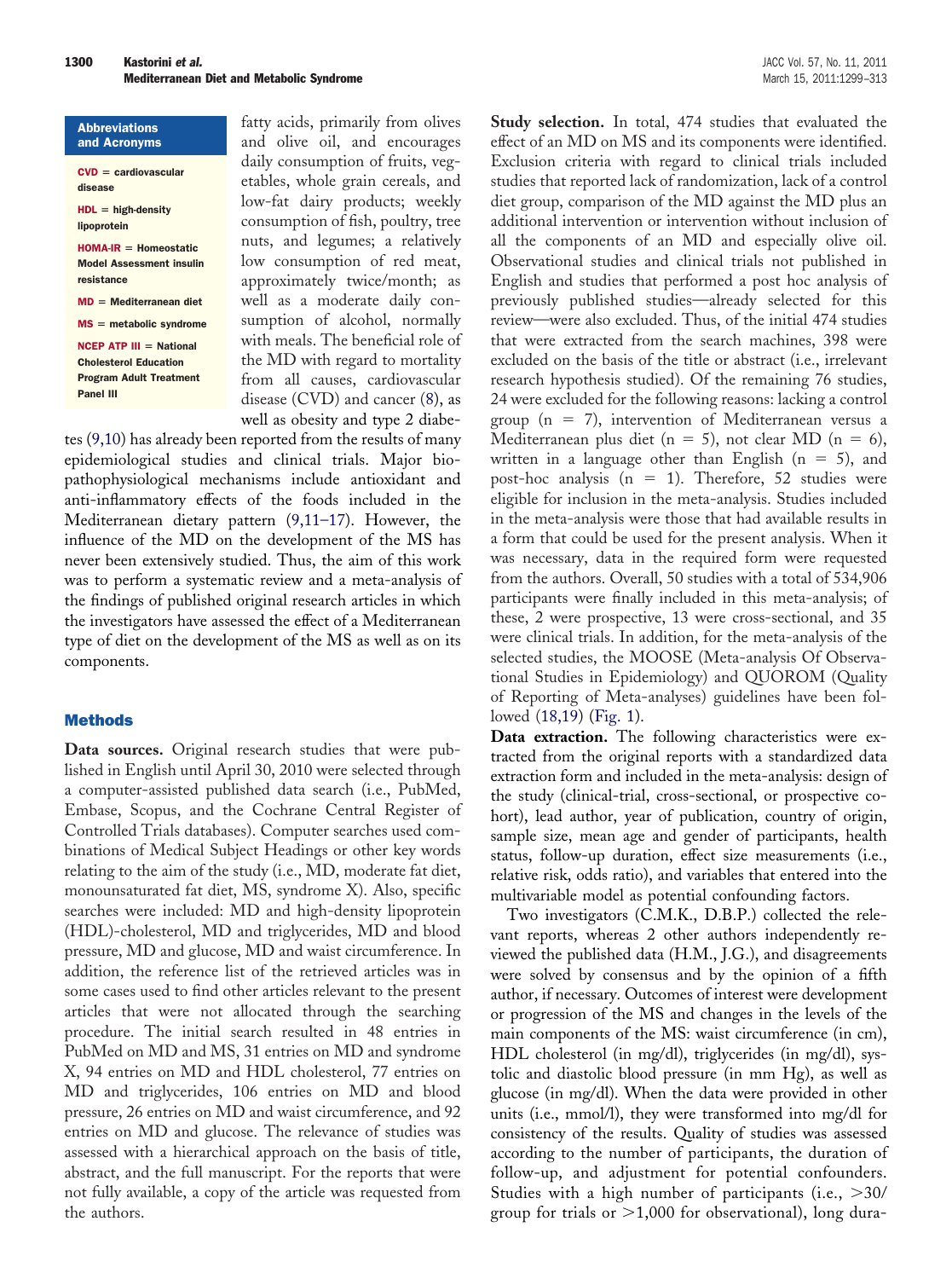**Abbreviations and Acronyms**

**CVD** = cardiovascular disease

**HDL** = high-density lipoprotein

**HOMA-IR** = Homeostatic Model Assessment insulin resistance

**MD** = Mediterranean diet

**MS** = metabolic syndrome

**NCEP ATP III** = National Cholesterol Education Program Adult Treatment Panel III

fatty acids, primarily from olives and olive oil, and encourages daily consumption of fruits, vegetables, whole grain cereals, and low-fat dairy products; weekly consumption of fish, poultry, tree nuts, and legumes; a relatively low consumption of red meat, approximately twice/month; as well as a moderate daily consumption of alcohol, normally with meals. The beneficial role of the MD with regard to mortality from all causes, cardiovascular disease (CVD) and cancer (8), as well as obesity and type 2 diabetes (9,10) has already been reported from the results of many epidemiological studies and clinical trials. Major biopathophysiological mechanisms include antioxidant and anti-inflammatory effects of the foods included in the Mediterranean dietary pattern (9,11–17). However, the influence of the MD on the development of the MS has never been extensively studied. Thus, the aim of this work was to perform a systematic review and a meta-analysis of the findings of published original research articles in which the investigators have assessed the effect of a Mediterranean type of diet on the development of the MS as well as on its components.

## Methods

**Data sources.** Original research studies that were published in English until April 30, 2010 were selected through a computer-assisted published data search (i.e., PubMed, Embase, Scopus, and the Cochrane Central Register of Controlled Trials databases). Computer searches used combinations of Medical Subject Headings or other key words relating to the aim of the study (i.e., MD, moderate fat diet, monounsaturated fat diet, MS, syndrome X). Also, specific searches were included: MD and high-density lipoprotein (HDL)-cholesterol, MD and triglycerides, MD and blood pressure, MD and glucose, MD and waist circumference. In addition, the reference list of the retrieved articles was in some cases used to find other articles relevant to the present articles that were not allocated through the searching procedure. The initial search resulted in 48 entries in PubMed on MD and MS, 31 entries on MD and syndrome X, 94 entries on MD and HDL cholesterol, 77 entries on MD and triglycerides, 106 entries on MD and blood pressure, 26 entries on MD and waist circumference, and 92 entries on MD and glucose. The relevance of studies was assessed with a hierarchical approach on the basis of title, abstract, and the full manuscript. For the reports that were not fully available, a copy of the article was requested from the authors.

**Study selection.** In total, 474 studies that evaluated the effect of an MD on MS and its components were identified. Exclusion criteria with regard to clinical trials included studies that reported lack of randomization, lack of a control diet group, comparison of the MD against the MD plus an additional intervention or intervention without inclusion of all the components of an MD and especially olive oil. Observational studies and clinical trials not published in English and studies that performed a post hoc analysis of previously published studies—already selected for this review—were also excluded. Thus, of the initial 474 studies that were extracted from the search machines, 398 were excluded on the basis of the title or abstract (i.e., irrelevant research hypothesis studied). Of the remaining 76 studies, 24 were excluded for the following reasons: lacking a control group (n = 7), intervention of Mediterranean versus a Mediterranean plus diet (n = 5), not clear MD (n = 6), written in a language other than English (n = 5), and post-hoc analysis (n = 1). Therefore, 52 studies were eligible for inclusion in the meta-analysis. Studies included in the meta-analysis were those that had available results in a form that could be used for the present analysis. When it was necessary, data in the required form were requested from the authors. Overall, 50 studies with a total of 534,906 participants were finally included in this meta-analysis; of these, 2 were prospective, 13 were cross-sectional, and 35 were clinical trials. In addition, for the meta-analysis of the selected studies, the MOOSE (Meta-analysis Of Observational Studies in Epidemiology) and QUOROM (Quality of Reporting of Meta-analyses) guidelines have been followed (18,19) (Fig. 1).

**Data extraction.** The following characteristics were extracted from the original reports with a standardized data extraction form and included in the meta-analysis: design of the study (clinical-trial, cross-sectional, or prospective cohort), lead author, year of publication, country of origin, sample size, mean age and gender of participants, health status, follow-up duration, effect size measurements (i.e., relative risk, odds ratio), and variables that entered into the multivariable model as potential confounding factors.

Two investigators (C.M.K., D.B.P.) collected the relevant reports, whereas 2 other authors independently reviewed the published data (H.M., J.G.), and disagreements were solved by consensus and by the opinion of a fifth author, if necessary. Outcomes of interest were development or progression of the MS and changes in the levels of the main components of the MS: waist circumference (in cm), HDL cholesterol (in mg/dl), triglycerides (in mg/dl), systolic and diastolic blood pressure (in mm Hg), as well as glucose (in mg/dl). When the data were provided in other units (i.e., mmol/l), they were transformed into mg/dl for consistency of the results. Quality of studies was assessed according to the number of participants, the duration of follow-up, and adjustment for potential confounders. Studies with a high number of participants (i.e., >30/group for trials or >1,000 for observational), long dura-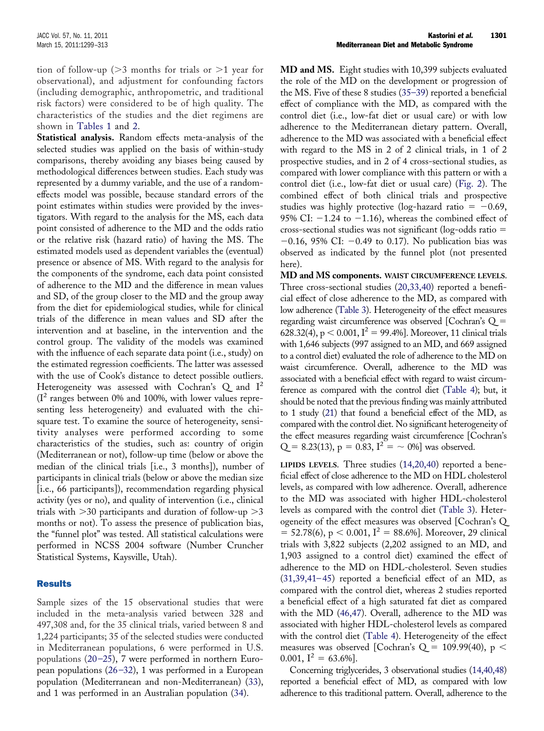tion of follow-up (>3 months for trials or >1 year for observational), and adjustment for confounding factors (including demographic, anthropometric, and traditional risk factors) were considered to be of high quality. The characteristics of the studies and the diet regimens are shown in Tables 1 and 2.

**Statistical analysis.** Random effects meta-analysis of the selected studies was applied on the basis of within-study comparisons, thereby avoiding any biases being caused by methodological differences between studies. Each study was represented by a dummy variable, and the use of a random-effects model was possible, because standard errors of the point estimates within studies were provided by the investigators. With regard to the analysis for the MS, each data point consisted of adherence to the MD and the odds ratio or the relative risk (hazard ratio) of having the MS. The estimated models used as dependent variables the (eventual) presence or absence of MS. With regard to the analysis for the components of the syndrome, each data point consisted of adherence to the MD and the difference in mean values and SD, of the group closer to the MD and the group away from the diet for epidemiological studies, while for clinical trials of the difference in mean values and SD after the intervention and at baseline, in the intervention and the control group. The validity of the models was examined with the influence of each separate data point (i.e., study) on the estimated regression coefficients. The latter was assessed with the use of Cook's distance to detect possible outliers. Heterogeneity was assessed with Cochran's Q and $I^2$ ($I^2$ ranges between 0% and 100%, with lower values representing less heterogeneity) and evaluated with the chi-square test. To examine the source of heterogeneity, sensitivity analyses were performed according to some characteristics of the studies, such as: country of origin (Mediterranean or not), follow-up time (below or above the median of the clinical trials [i.e., 3 months]), number of participants in clinical trials (below or above the median size [i.e., 66 participants]), recommendation regarding physical activity (yes or no), and quality of intervention (i.e., clinical trials with >30 participants and duration of follow-up >3 months or not). To assess the presence of publication bias, the "funnel plot" was tested. All statistical calculations were performed in NCSS 2004 software (Number Cruncher Statistical Systems, Kaysville, Utah).

## Results

Sample sizes of the 15 observational studies that were included in the meta-analysis varied between 328 and 497,308 and, for the 35 clinical trials, varied between 8 and 1,224 participants; 35 of the selected studies were conducted in Mediterranean populations, 6 were performed in U.S. populations (20–25), 7 were performed in northern European populations (26–32), 1 was performed in a European population (Mediterranean and non-Mediterranean) (33), and 1 was performed in an Australian population (34).

**MD and MS.** Eight studies with 10,399 subjects evaluated the role of the MD on the development or progression of the MS. Five of these 8 studies (35–39) reported a beneficial effect of compliance with the MD, as compared with the control diet (i.e., low-fat diet or usual care) or with low adherence to the Mediterranean dietary pattern. Overall, adherence to the MD was associated with a beneficial effect with regard to the MS in 2 of 2 clinical trials, in 1 of 2 prospective studies, and in 2 of 4 cross-sectional studies, as compared with lower compliance with this pattern or with a control diet (i.e., low-fat diet or usual care) (Fig. 2). The combined effect of both clinical trials and prospective studies was highly protective (log-hazard ratio = −0.69, 95% CI: −1.24 to −1.16), whereas the combined effect of cross-sectional studies was not significant (log-odds ratio = −0.16, 95% CI: −0.49 to 0.17). No publication bias was observed as indicated by the funnel plot (not presented here).

**MD and MS components.** WAIST CIRCUMFERENCE LEVELS. Three cross-sectional studies (20,33,40) reported a beneficial effect of close adherence to the MD, as compared with low adherence (Table 3). Heterogeneity of the effect measures regarding waist circumference was observed [Cochran's Q = 628.32(4), $p < 0.001$, $I^2 = 99.4\%$]. Moreover, 11 clinical trials with 1,646 subjects (997 assigned to an MD, and 669 assigned to a control diet) evaluated the role of adherence to the MD on waist circumference. Overall, adherence to the MD was associated with a beneficial effect with regard to waist circumference as compared with the control diet (Table 4); but, it should be noted that the previous finding was mainly attributed to 1 study (21) that found a beneficial effect of the MD, as compared with the control diet. No significant heterogeneity of the effect measures regarding waist circumference [Cochran's Q = 8.23(13), $p = 0.83$, $I^2 = \sim 0\%$] was observed.

LIPIDS LEVELS. Three studies (14,20,40) reported a beneficial effect of close adherence to the MD on HDL cholesterol levels, as compared with low adherence. Overall, adherence to the MD was associated with higher HDL-cholesterol levels as compared with the control diet (Table 3). Heterogeneity of the effect measures was observed [Cochran's Q = 52.78(6), $p < 0.001$, $I^2 = 88.6\%$]. Moreover, 29 clinical trials with 3,822 subjects (2,202 assigned to an MD, and 1,903 assigned to a control diet) examined the effect of adherence to the MD on HDL-cholesterol. Seven studies (31,39,41–45) reported a beneficial effect of an MD, as compared with the control diet, whereas 2 studies reported a beneficial effect of a high saturated fat diet as compared with the MD (46,47). Overall, adherence to the MD was associated with higher HDL-cholesterol levels as compared with the control diet (Table 4). Heterogeneity of the effect measures was observed [Cochran's Q = 109.99(40), $p < 0.001$, $I^2 = 63.6\%$].

Concerning triglycerides, 3 observational studies (14,40,48) reported a beneficial effect of MD, as compared with low adherence to this traditional pattern. Overall, adherence to the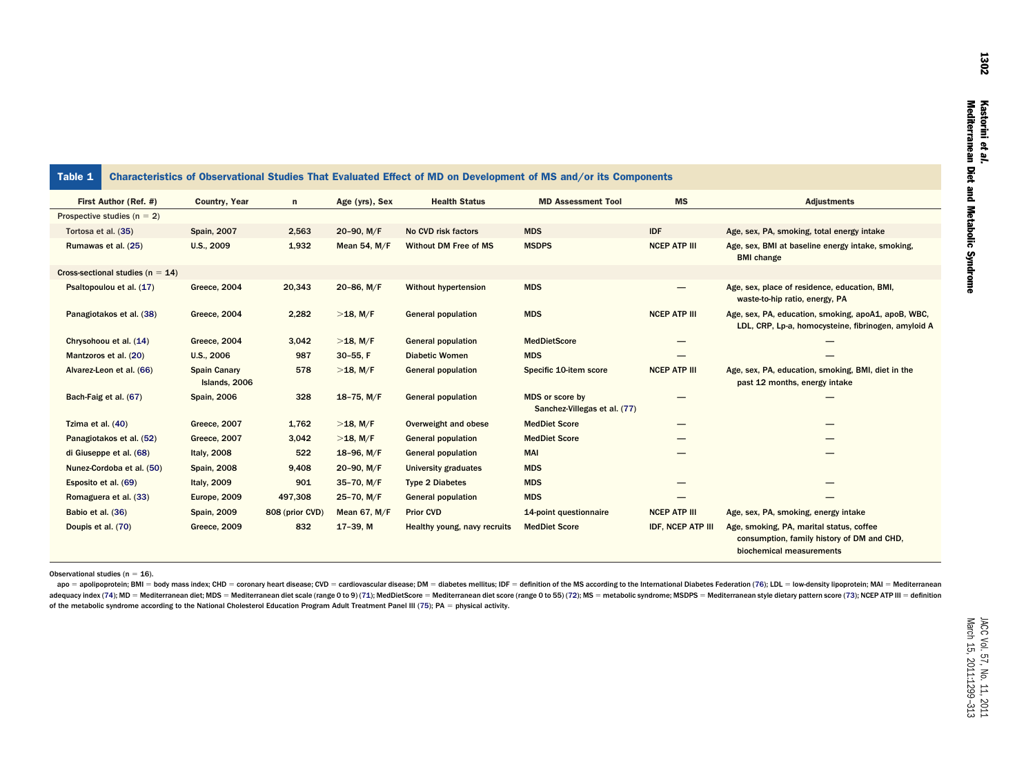**Table 1 Characteristics of Observational Studies That Evaluated Effect of MD on Development of MS and/or its Components**

| First Author (Ref. #) | Country, Year | n | Age (yrs), Sex | Health Status | MD Assessment Tool | MS | Adjustments |
|---|---|---|---|---|---|---|---|
| Prospective studies (n = 2) | | | | | | | |
| Tortosa et al. (35) | Spain, 2007 | 2,563 | 20–90, M/F | No CVD risk factors | MDS | IDF | Age, sex, PA, smoking, total energy intake |
| Rumawas et al. (25) | U.S., 2009 | 1,932 | Mean 54, M/F | Without DM Free of MS | MSDPS | NCEP ATP III | Age, sex, BMI at baseline energy intake, smoking, BMI change |
| Cross-sectional studies (n = 14) | | | | | | | |
| Psaltopoulou et al. (17) | Greece, 2004 | 20,343 | 20–86, M/F | Without hypertension | MDS | — | Age, sex, place of residence, education, BMI, waste-to-hip ratio, energy, PA |
| Panagiotakos et al. (38) | Greece, 2004 | 2,282 | >18, M/F | General population | MDS | NCEP ATP III | Age, sex, PA, education, smoking, apoA1, apoB, WBC, LDL, CRP, Lp-a, homocysteine, fibrinogen, amyloid A |
| Chrysohoou et al. (14) | Greece, 2004 | 3,042 | >18, M/F | General population | MedDietScore | — | — |
| Mantzoros et al. (20) | U.S., 2006 | 987 | 30–55, F | Diabetic Women | MDS | — | — |
| Alvarez-Leon et al. (66) | Spain Canary Islands, 2006 | 578 | >18, M/F | General population | Specific 10-item score | NCEP ATP III | Age, sex, PA, education, smoking, BMI, diet in the past 12 months, energy intake |
| Bach-Faig et al. (67) | Spain, 2006 | 328 | 18–75, M/F | General population | MDS or score by Sanchez-Villegas et al. (77) | — | — |
| Tzima et al. (40) | Greece, 2007 | 1,762 | >18, M/F | Overweight and obese | MedDiet Score | — | — |
| Panagiotakos et al. (52) | Greece, 2007 | 3,042 | >18, M/F | General population | MedDiet Score | — | — |
| di Giuseppe et al. (68) | Italy, 2008 | 522 | 18–96, M/F | General population | MAI | — | — |
| Nunez-Cordoba et al. (50) | Spain, 2008 | 9,408 | 20–90, M/F | University graduates | MDS | | |
| Esposito et al. (69) | Italy, 2009 | 901 | 35–70, M/F | Type 2 Diabetes | MDS | — | — |
| Romaguera et al. (33) | Europe, 2009 | 497,308 | 25–70, M/F | General population | MDS | — | — |
| Babio et al. (36) | Spain, 2009 | 808 (prior CVD) | Mean 67, M/F | Prior CVD | 14-point questionnaire | NCEP ATP III | Age, sex, PA, smoking, energy intake |
| Doupis et al. (70) | Greece, 2009 | 832 | 17–39, M | Healthy young, navy recruits | MedDiet Score | IDF, NCEP ATP III | Age, smoking, PA, marital status, coffee consumption, family history of DM and CHD, biochemical measurements |

Observational studies (n = 16).

apo = apolipoprotein; BMI = body mass index; CHD = coronary heart disease; CVD = cardiovascular disease; DM = diabetes mellitus; IDF = definition of the MS according to the International Diabetes Federation (76); LDL = low-density lipoprotein; MAI = Mediterranean adequacy index (74); MD = Mediterranean diet; MDS = Mediterranean diet scale (range 0 to 9) (71); MedDietScore = Mediterranean diet score (range 0 to 55) (72); MS = metabolic syndrome; MSDPS = Mediterranean style dietary pattern score (73); NCEP ATP III = definition of the metabolic syndrome according to the National Cholesterol Education Program Adult Treatment Panel III (75); PA = physical activity.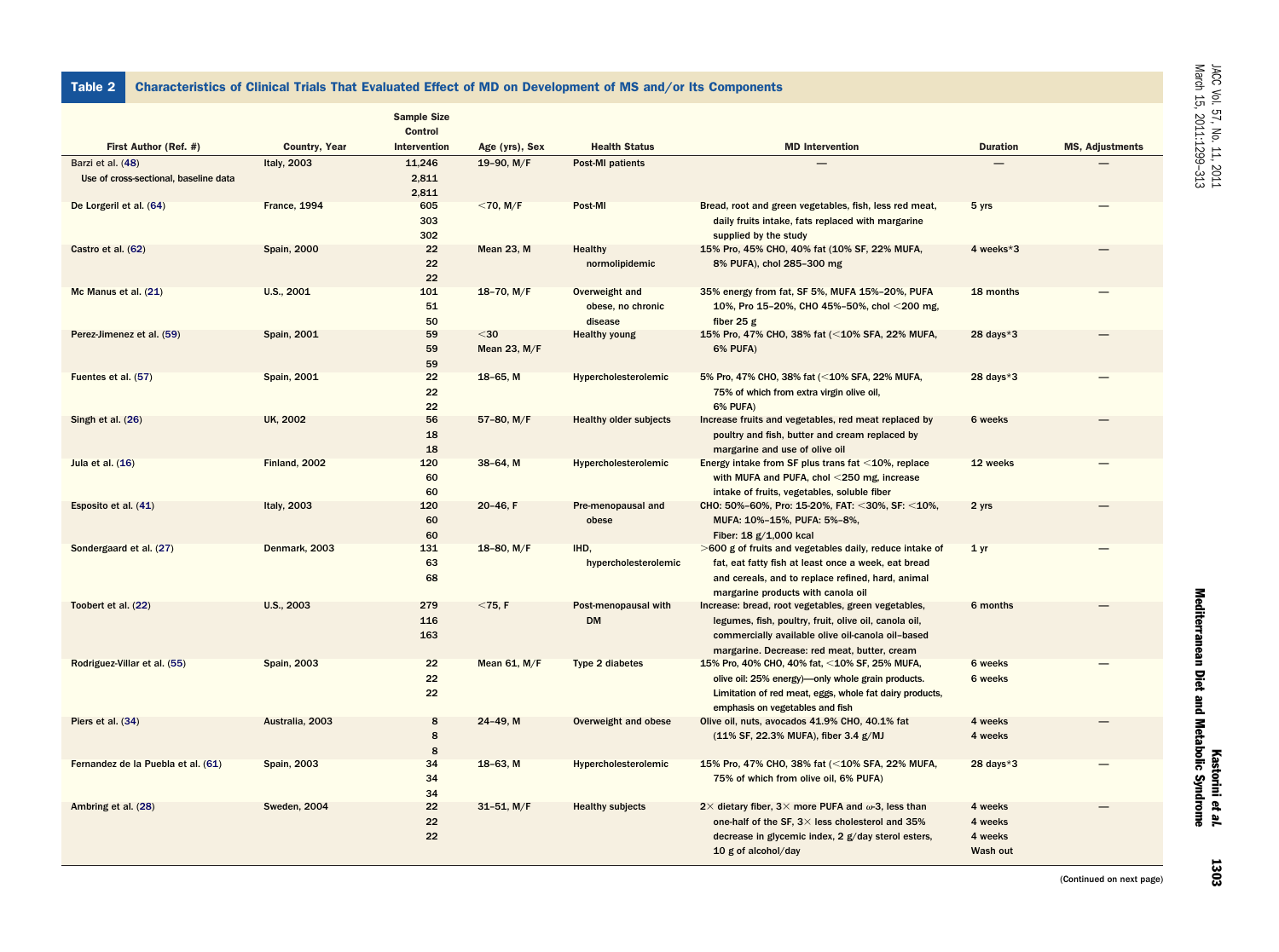**Table 2 Characteristics of Clinical Trials That Evaluated Effect of MD on Development of MS and/or Its Components**

| First Author (Ref. #) | Country, Year | Sample Size Control Intervention | Age (yrs), Sex | Health Status | MD Intervention | Duration | MS, Adjustments |
|---|---|---|---|---|---|---|---|
| Barzi et al. (48) Use of cross-sectional, baseline data | Italy, 2003 | 11,246 2,811 2,811 | 19–90, M/F | Post-MI patients | — | — | — |
| De Lorgeril et al. (64) | France, 1994 | 605 303 302 | <70, M/F | Post-MI | Bread, root and green vegetables, fish, less red meat, daily fruits intake, fats replaced with margarine supplied by the study | 5 yrs | — |
| Castro et al. (62) | Spain, 2000 | 22 22 22 | Mean 23, M | Healthy normolipidemic | 15% Pro, 45% CHO, 40% fat (10% SF, 22% MUFA, 8% PUFA), chol 285–300 mg | 4 weeks*3 | — |
| Mc Manus et al. (21) | U.S., 2001 | 101 51 50 | 18–70, M/F | Overweight and obese, no chronic disease | 35% energy from fat, SF 5%, MUFA 15%–20%, PUFA 10%, Pro 15–20%, CHO 45%–50%, chol <200 mg, fiber 25 g | 18 months | — |
| Perez-Jimenez et al. (59) | Spain, 2001 | 59 59 59 | <30 Mean 23, M/F | Healthy young | 15% Pro, 47% CHO, 38% fat (<10% SFA, 22% MUFA, 6% PUFA) | 28 days*3 | — |
| Fuentes et al. (57) | Spain, 2001 | 22 22 22 | 18–65, M | Hypercholesterolemic | 5% Pro, 47% CHO, 38% fat (<10% SFA, 22% MUFA, 75% of which from extra virgin olive oil, 6% PUFA) | 28 days*3 | — |
| Singh et al. (26) | UK, 2002 | 56 18 18 | 57–80, M/F | Healthy older subjects | Increase fruits and vegetables, red meat replaced by poultry and fish, butter and cream replaced by margarine and use of olive oil | 6 weeks | — |
| Jula et al. (16) | Finland, 2002 | 120 60 60 | 38–64, M | Hypercholesterolemic | Energy intake from SF plus trans fat <10%, replace with MUFA and PUFA, chol <250 mg, increase intake of fruits, vegetables, soluble fiber | 12 weeks | — |
| Esposito et al. (41) | Italy, 2003 | 120 60 60 | 20–46, F | Pre-menopausal and obese | CHO: 50%–60%, Pro: 15-20%, FAT: <30%, SF: <10%, MUFA: 10%–15%, PUFA: 5%–8%, Fiber: 18 g/1,000 kcal | 2 yrs | — |
| Sondergaard et al. (27) | Denmark, 2003 | 131 63 68 | 18–80, M/F | IHD, hypercholesterolemic | >600 g of fruits and vegetables daily, reduce intake of fat, eat fatty fish at least once a week, eat bread and cereals, and to replace refined, hard, animal margarine products with canola oil | 1 yr | — |
| Toobert et al. (22) | U.S., 2003 | 279 116 163 | <75, F | Post-menopausal with DM | Increase: bread, root vegetables, green vegetables, legumes, fish, poultry, fruit, olive oil, canola oil, commercially available olive oil-canola oil–based margarine. Decrease: red meat, butter, cream | 6 months | — |
| Rodriguez-Villar et al. (55) | Spain, 2003 | 22 22 22 | Mean 61, M/F | Type 2 diabetes | 15% Pro, 40% CHO, 40% fat, <10% SF, 25% MUFA, olive oil: 25% energy)—only whole grain products. Limitation of red meat, eggs, whole fat dairy products, emphasis on vegetables and fish | 6 weeks 6 weeks | — |
| Piers et al. (34) | Australia, 2003 | 8 8 8 | 24–49, M | Overweight and obese | Olive oil, nuts, avocados 41.9% CHO, 40.1% fat (11% SF, 22.3% MUFA), fiber 3.4 g/MJ | 4 weeks 4 weeks | — |
| Fernandez de la Puebla et al. (61) | Spain, 2003 | 34 34 34 | 18–63, M | Hypercholesterolemic | 15% Pro, 47% CHO, 38% fat (<10% SFA, 22% MUFA, 75% of which from olive oil, 6% PUFA) | 28 days*3 | — |
| Ambring et al. (28) | Sweden, 2004 | 22 22 22 | 31–51, M/F | Healthy subjects | 2× dietary fiber, 3× more PUFA and $\omega$-3, less than one-half of the SF, 3× less cholesterol and 35% decrease in glycemic index, 2 g/day sterol esters, 10 g of alcohol/day | 4 weeks 4 weeks 4 weeks Wash out | — |

(Continued on next page)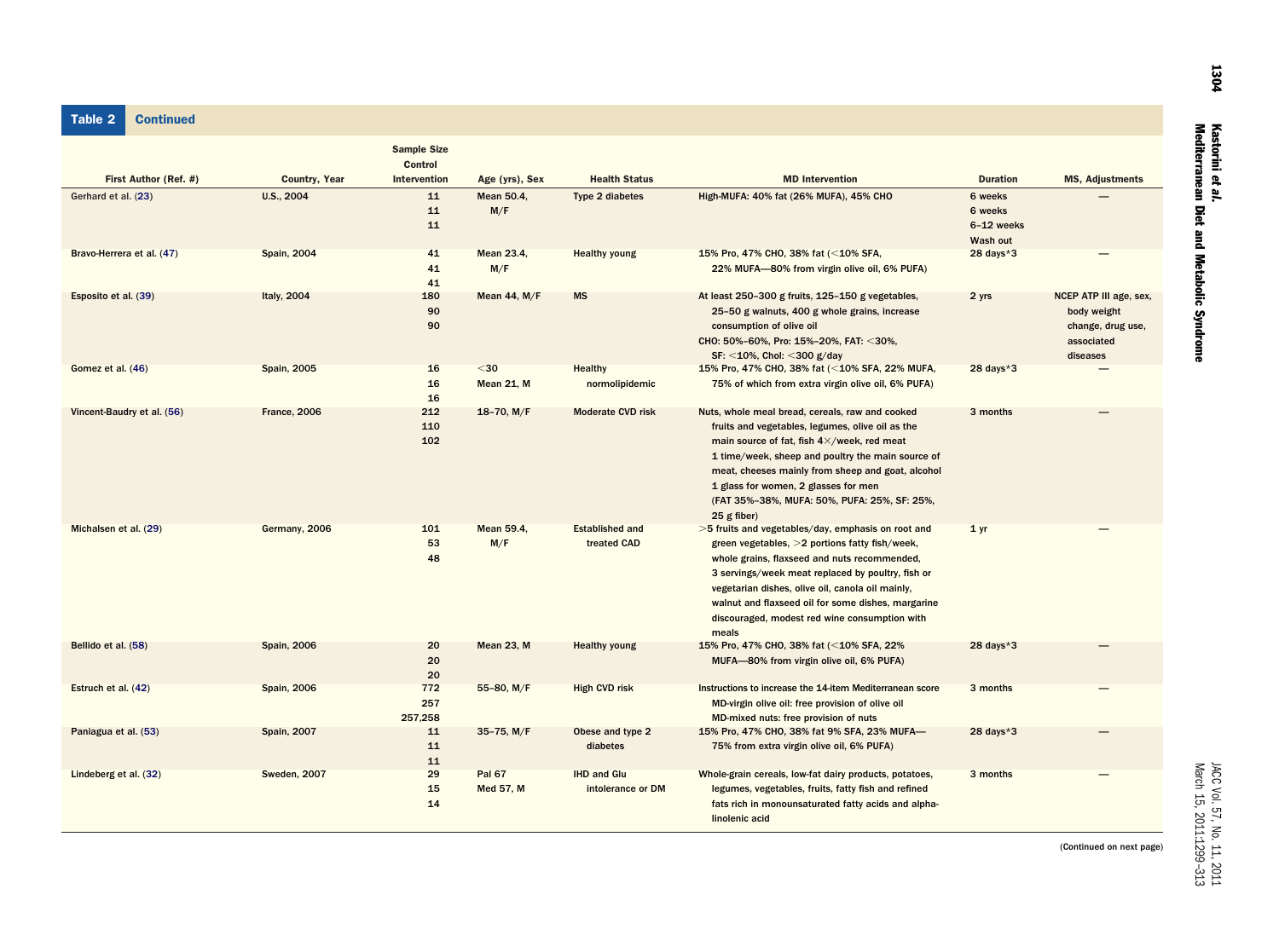**Table 2 Continued**

| First Author (Ref. #) | Country, Year | Sample Size Control Intervention | Age (yrs), Sex | Health Status | MD Intervention | Duration | MS, Adjustments |
|---|---|---|---|---|---|---|---|
| Gerhard et al. (23) | U.S., 2004 | 11<br>11<br>11 | Mean 50.4, M/F | Type 2 diabetes | High-MUFA: 40% fat (26% MUFA), 45% CHO | 6 weeks<br>6 weeks<br>6–12 weeks<br>Wash out | — |
| Bravo-Herrera et al. (47) | Spain, 2004 | 41<br>41<br>41 | Mean 23.4, M/F | Healthy young | 15% Pro, 47% CHO, 38% fat (<10% SFA, 22% MUFA—80% from virgin olive oil, 6% PUFA) | 28 days*3 | — |
| Esposito et al. (39) | Italy, 2004 | 180<br>90<br>90 | Mean 44, M/F | MS | At least 250–300 g fruits, 125–150 g vegetables, 25–50 g walnuts, 400 g whole grains, increase consumption of olive oil<br>CHO: 50%–60%, Pro: 15%–20%, FAT: <30%, SF: <10%, Chol: <300 g/day | 2 yrs | NCEP ATP III age, sex, body weight change, drug use, associated diseases |
| Gomez et al. (46) | Spain, 2005 | 16<br>16<br>16 | <30<br>Mean 21, M | Healthy normolipidemic | 15% Pro, 47% CHO, 38% fat (<10% SFA, 22% MUFA, 75% of which from extra virgin olive oil, 6% PUFA) | 28 days*3 | — |
| Vincent-Baudry et al. (56) | France, 2006 | 212<br>110<br>102 | 18–70, M/F | Moderate CVD risk | Nuts, whole meal bread, cereals, raw and cooked fruits and vegetables, legumes, olive oil as the main source of fat, fish 4×/week, red meat 1 time/week, sheep and poultry the main source of meat, cheeses mainly from sheep and goat, alcohol 1 glass for women, 2 glasses for men (FAT 35%–38%, MUFA: 50%, PUFA: 25%, SF: 25%, 25 g fiber) | 3 months | — |
| Michalsen et al. (29) | Germany, 2006 | 101<br>53<br>48 | Mean 59.4, M/F | Established and treated CAD | >5 fruits and vegetables/day, emphasis on root and green vegetables, >2 portions fatty fish/week, whole grains, flaxseed and nuts recommended, 3 servings/week meat replaced by poultry, fish or vegetarian dishes, olive oil, canola oil mainly, walnut and flaxseed oil for some dishes, margarine discouraged, modest red wine consumption with meals | 1 yr | — |
| Bellido et al. (58) | Spain, 2006 | 20<br>20<br>20 | Mean 23, M | Healthy young | 15% Pro, 47% CHO, 38% fat (<10% SFA, 22% MUFA—80% from virgin olive oil, 6% PUFA) | 28 days*3 | — |
| Estruch et al. (42) | Spain, 2006 | 772<br>257<br>257,258 | 55–80, M/F | High CVD risk | Instructions to increase the 14-item Mediterranean score<br>MD-virgin olive oil: free provision of olive oil<br>MD-mixed nuts: free provision of nuts | 3 months | — |
| Paniagua et al. (53) | Spain, 2007 | 11<br>11<br>11 | 35–75, M/F | Obese and type 2 diabetes | 15% Pro, 47% CHO, 38% fat 9% SFA, 23% MUFA—75% from extra virgin olive oil, 6% PUFA) | 28 days*3 | — |
| Lindeberg et al. (32) | Sweden, 2007 | 29<br>15<br>14 | Pal 67<br>Med 57, M | IHD and Glu intolerance or DM | Whole-grain cereals, low-fat dairy products, potatoes, legumes, vegetables, fruits, fatty fish and refined fats rich in monounsaturated fatty acids and alpha-linolenic acid | 3 months | — |

(Continued on next page)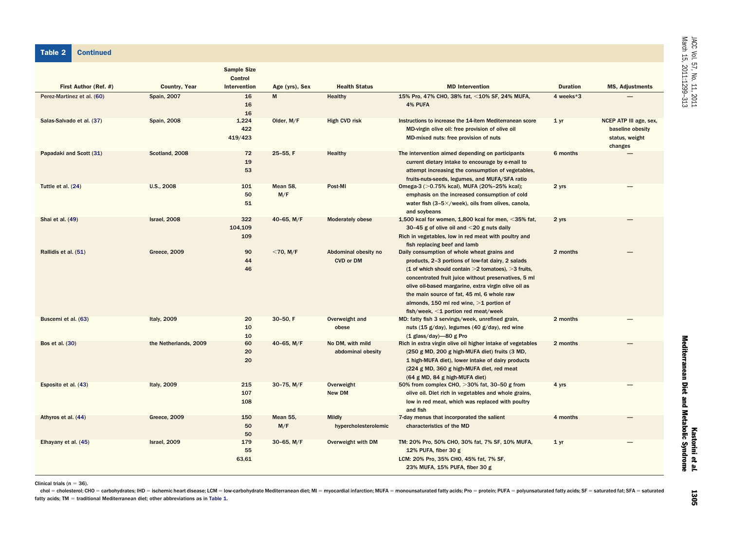**Table 2 Continued**

| First Author (Ref. #) | Country, Year | Sample Size Control Intervention | Age (yrs), Sex | Health Status | MD Intervention | Duration | MS, Adjustments |
|---|---|---|---|---|---|---|---|
| Perez-Martinez et al. (60) | Spain, 2007 | 16 16 16 | M | Healthy | 15% Pro, 47% CHO, 38% fat, <10% SF, 24% MUFA, 4% PUFA | 4 weeks*3 | — |
| Salas-Salvado et al. (37) | Spain, 2008 | 1,224 422 419/423 | Older, M/F | High CVD risk | Instructions to increase the 14-item Mediterranean score MD-virgin olive oil: free provision of olive oil MD-mixed nuts: free provision of nuts | 1 yr | NCEP ATP III age, sex, baseline obesity status, weight changes |
| Papadaki and Scott (31) | Scotland, 2008 | 72 19 53 | 25–55, F | Healthy | The intervention aimed depending on participants current dietary intake to encourage by e-mail to attempt increasing the consumption of vegetables, fruits-nuts-seeds, legumes, and MUFA/SFA ratio | 6 months | — |
| Tuttle et al. (24) | U.S., 2008 | 101 50 51 | Mean 58, M/F | Post-MI | Omega-3 (>0.75% kcal), MUFA (20%–25% kcal); emphasis on the increased consumption of cold water fish (3–5×/week), oils from olives, canola, and soybeans | 2 yrs | — |
| Shai et al. (49) | Israel, 2008 | 322 104,109 109 | 40–65, M/F | Moderately obese | 1,500 kcal for women, 1,800 kcal for men, <35% fat, 30–45 g of olive oil and <20 g nuts daily Rich in vegetables, low in red meat with poultry and fish replacing beef and lamb | 2 yrs | — |
| Rallidis et al. (51) | Greece, 2009 | 90 44 46 | <70, M/F | Abdominal obesity no CVD or DM | Daily consumption of whole wheat grains and products, 2–3 portions of low-fat dairy, 2 salads (1 of which should contain >2 tomatoes), >3 fruits, concentrated fruit juice without preservatives, 5 ml olive oil-based margarine, extra virgin olive oil as the main source of fat, 45 ml, 6 whole raw almonds, 150 ml red wine, >1 portion of fish/week, <1 portion red meat/week | 2 months | — |
| Buscemi et al. (63) | Italy, 2009 | 20 10 10 | 30–50, F | Overweight and obese | MD: fatty fish 3 servings/week, unrefined grain, nuts (15 g/day), legumes (40 g/day), red wine (1 glass/day)—80 g Pro | 2 months | — |
| Bos et al. (30) | the Netherlands, 2009 | 60 20 20 | 40–65, M/F | No DM, with mild abdominal obesity | Rich in extra virgin olive oil higher intake of vegetables (250 g MD, 200 g high-MUFA diet) fruits (3 MD, 1 high-MUFA diet), lower intake of dairy products (224 g MD, 360 g high-MUFA diet, red meat (64 g MD, 84 g high-MUFA diet) | 2 months | — |
| Esposito et al. (43) | Italy, 2009 | 215 107 108 | 30–75, M/F | Overweight New DM | 50% from complex CHO, >30% fat, 30–50 g from olive oil. Diet rich in vegetables and whole grains, low in red meat, which was replaced with poultry and fish | 4 yrs | — |
| Athyros et al. (44) | Greece, 2009 | 150 50 50 | Mean 55, M/F | Mildly hypercholesterolemic | 7-day menus that incorporated the salient characteristics of the MD | 4 months | — |
| Elhayany et al. (45) | Israel, 2009 | 179 55 63,61 | 30–65, M/F | Overweight with DM | TM: 20% Pro, 50% CHO, 30% fat, 7% SF, 10% MUFA, 12% PUFA, fiber 30 g LCM: 20% Pro, 35% CHO, 45% fat, 7% SF, 23% MUFA, 15% PUFA, fiber 30 g | 1 yr | — |

Clinical trials (n = 36).

chol = cholesterol; CHO = carbohydrates; IHD = ischemic heart disease; LCM = low-carbohydrate Mediterranean diet; MI = myocardial infarction; MUFA = monounsaturated fatty acids; Pro = protein; PUFA = polyunsaturated fatty acids; SF = saturated fat; SFA = saturated fatty acids; TM = traditional Mediterranean diet; other abbreviations as in Table 1.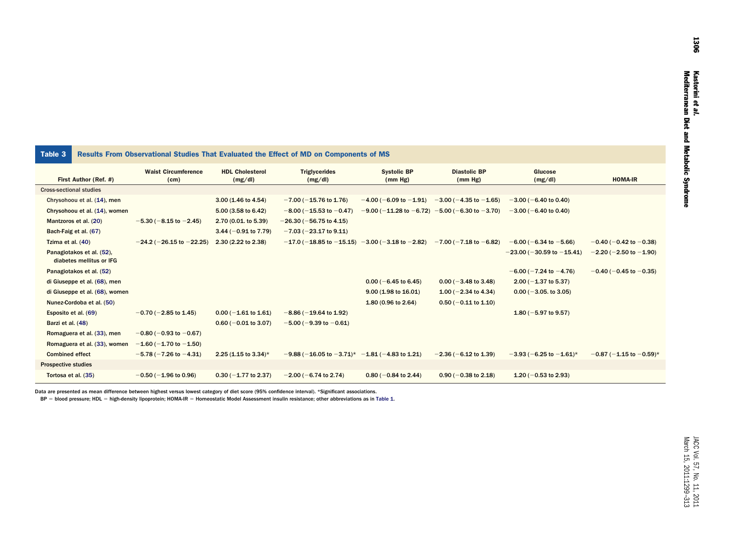**Table 3 Results From Observational Studies That Evaluated the Effect of MD on Components of MS**

| First Author (Ref. #) | Waist Circumference (cm) | HDL Cholesterol (mg/dl) | Triglycerides (mg/dl) | Systolic BP (mm Hg) | Diastolic BP (mm Hg) | Glucose (mg/dl) | HOMA-IR |
|---|---|---|---|---|---|---|---|
| **Cross-sectional studies** | | | | | | | |
| Chrysohoou et al. (14), men | | 3.00 (1.46 to 4.54) | −7.00 (−15.76 to 1.76) | −4.00 (−6.09 to −1.91) | −3.00 (−4.35 to −1.65) | −3.00 (−6.40 to 0.40) | |
| Chrysohoou et al. (14), women | | 5.00 (3.58 to 6.42) | −8.00 (−15.53 to −0.47) | −9.00 (−11.28 to −6.72) | −5.00 (−6.30 to −3.70) | −3.00 (−6.40 to 0.40) | |
| Mantzoros et al. (20) | −5.30 (−8.15 to −2.45) | 2.70 (0.01. to 5.39) | −26.30 (−56.75 to 4.15) | | | | |
| Bach-Faig et al. (67) | | 3.44 (−0.91 to 7.79) | −7.03 (−23.17 to 9.11) | | | | |
| Tzima et al. (40) | −24.2 (−26.15 to −22.25) | 2.30 (2.22 to 2.38) | −17.0 (−18.85 to −15.15) | −3.00 (−3.18 to −2.82) | −7.00 (−7.18 to −6.82) | −6.00 (−6.34 to −5.66) | −0.40 (−0.42 to −0.38) |
| Panagiotakos et al. (52), diabetes mellitus or IFG | | | | | | −23.00 (−30.59 to −15.41) | −2.20 (−2.50 to −1.90) |
| Panagiotakos et al. (52) | | | | | | −6.00 (−7.24 to −4.76) | −0.40 (−0.45 to −0.35) |
| di Giuseppe et al. (68), men | | | | 0.00 (−6.45 to 6.45) | 0.00 (−3.48 to 3.48) | 2.00 (−1.37 to 5.37) | |
| di Giuseppe et al. (68), women | | | | 9.00 (1.98 to 16.01) | 1.00 (−2.34 to 4.34) | 0.00 (−3.05. to 3.05) | |
| Nunez-Cordoba et al. (50) | | | | 1.80 (0.96 to 2.64) | 0.50 (−0.11 to 1.10) | | |
| Esposito et al. (69) | −0.70 (−2.85 to 1.45) | 0.00 (−1.61 to 1.61) | −8.86 (−19.64 to 1.92) | | | 1.80 (−5.97 to 9.57) | |
| Barzi et al. (48) | | 0.60 (−0.01 to 3.07) | −5.00 (−9.39 to −0.61) | | | | |
| Romaguera et al. (33), men | −0.80 (−0.93 to −0.67) | | | | | | |
| Romaguera et al. (33), women | −1.60 (−1.70 to −1.50) | | | | | | |
| Combined effect | −5.78 (−7.26 to −4.31) | 2.25 (1.15 to 3.34)* | −9.88 (−16.05 to −3.71)* | −1.81 (−4.83 to 1.21) | −2.36 (−6.12 to 1.39) | −3.93 (−6.25 to −1.61)* | −0.87 (−1.15 to −0.59)* |
| **Prospective studies** | | | | | | | |
| Tortosa et al. (35) | −0.50 (−1.96 to 0.96) | 0.30 (−1.77 to 2.37) | −2.00 (−6.74 to 2.74) | 0.80 (−0.84 to 2.44) | 0.90 (−0.38 to 2.18) | 1.20 (−0.53 to 2.93) | |

Data are presented as mean difference between highest versus lowest category of diet score (95% confidence interval). *Significant associations.

BP = blood pressure; HDL = high-density lipoprotein; HOMA-IR = Homeostatic Model Assessment insulin resistance; other abbreviations as in Table 1.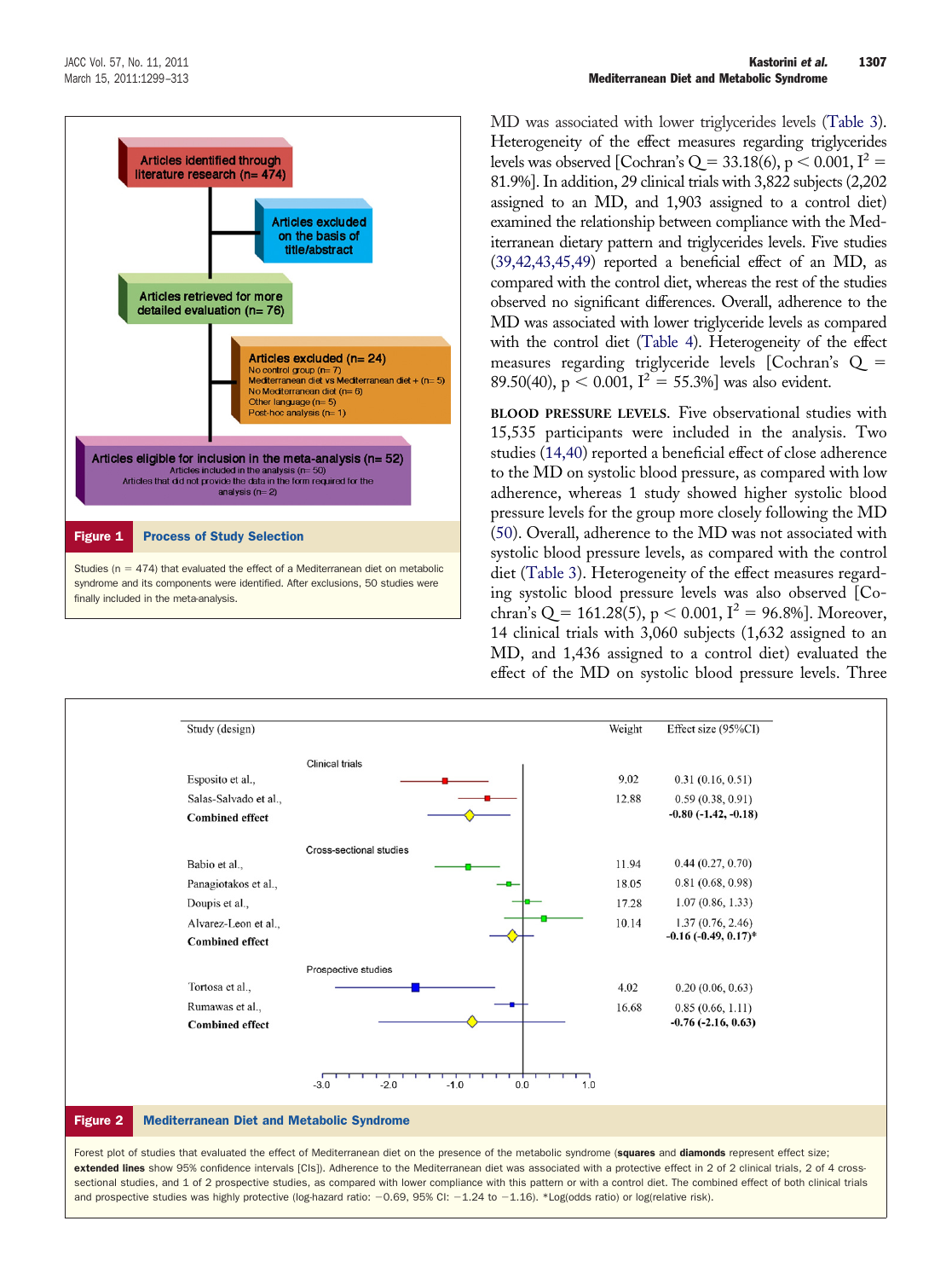MD was associated with lower triglycerides levels (Table 3). Heterogeneity of the effect measures regarding triglycerides levels was observed [Cochran's Q = 33.18(6), $p < 0.001$, $I^2 = 81.9\%$]. In addition, 29 clinical trials with 3,822 subjects (2,202 assigned to an MD, and 1,903 assigned to a control diet) examined the relationship between compliance with the Mediterranean dietary pattern and triglycerides levels. Five studies (39,42,43,45,49) reported a beneficial effect of an MD, as compared with the control diet, whereas the rest of the studies observed no significant differences. Overall, adherence to the MD was associated with lower triglyceride levels as compared with the control diet (Table 4). Heterogeneity of the effect measures regarding triglyceride levels [Cochran's Q = 89.50(40), $p < 0.001$, $I^2 = 55.3\%$] was also evident.

**BLOOD PRESSURE LEVELS.** Five observational studies with 15,535 participants were included in the analysis. Two studies (14,40) reported a beneficial effect of close adherence to the MD on systolic blood pressure, as compared with low adherence, whereas 1 study showed higher systolic blood pressure levels for the group more closely following the MD (50). Overall, adherence to the MD was not associated with systolic blood pressure levels, as compared with the control diet (Table 3). Heterogeneity of the effect measures regarding systolic blood pressure levels was also observed [Cochran's Q = 161.28(5), $p < 0.001$, $I^2 = 96.8\%$]. Moreover, 14 clinical trials with 3,060 subjects (1,632 assigned to an MD, and 1,436 assigned to a control diet) evaluated the effect of the MD on systolic blood pressure levels. Three

**Figure 1** Process of Study Selection

- Articles identified through literature research (n= 474)
- Articles excluded on the basis of title/abstract
- Articles retrieved for more detailed evaluation (n= 76)
- Articles excluded (n= 24)
  - No control group (n= 7)
  - Mediterranean diet vs Mediterranean diet + (n= 5)
  - No Mediterranean diet (n= 6)
  - Other language (n= 5)
  - Post-hoc analysis (n= 1)
- Articles eligible for inclusion in the meta-analysis (n= 52)
  - Articles included in the analysis (n= 50)
  - Articles that did not provide the data in the form required for the analysis (n= 2)

Studies (n = 474) that evaluated the effect of a Mediterranean diet on metabolic syndrome and its components were identified. After exclusions, 50 studies were finally included in the meta-analysis.

| Study (design) | Weight | Effect size (95%CI) |
|---|---|---|
| *Clinical trials* | | |
| Esposito et al., | 9.02 | 0.31 (0.16, 0.51) |
| Salas-Salvado et al., | 12.88 | 0.59 (0.38, 0.91) |
| **Combined effect** | | **-0.80 (-1.42, -0.18)** |
| *Cross-sectional studies* | | |
| Babio et al., | 11.94 | 0.44 (0.27, 0.70) |
| Panagiotakos et al., | 18.05 | 0.81 (0.68, 0.98) |
| Doupis et al., | 17.28 | 1.07 (0.86, 1.33) |
| Alvarez-Leon et al., | 10.14 | 1.37 (0.76, 2.46) |
| **Combined effect** | | **-0.16 (-0.49, 0.17)*** |
| *Prospective studies* | | |
| Tortosa et al., | 4.02 | 0.20 (0.06, 0.63) |
| Rumawas et al., | 16.68 | 0.85 (0.66, 1.11) |
| **Combined effect** | | **-0.76 (-2.16, 0.63)** |

**Figure 2** Mediterranean Diet and Metabolic Syndrome

Forest plot of studies that evaluated the effect of Mediterranean diet on the presence of the metabolic syndrome (**squares** and **diamonds** represent effect size; **extended lines** show 95% confidence intervals [CIs]). Adherence to the Mediterranean diet was associated with a protective effect in 2 of 2 clinical trials, 2 of 4 cross-sectional studies, and 1 of 2 prospective studies, as compared with lower compliance with this pattern or with a control diet. The combined effect of both clinical trials and prospective studies was highly protective (log-hazard ratio: −0.69, 95% CI: −1.24 to −1.16). *Log(odds ratio) or log(relative risk).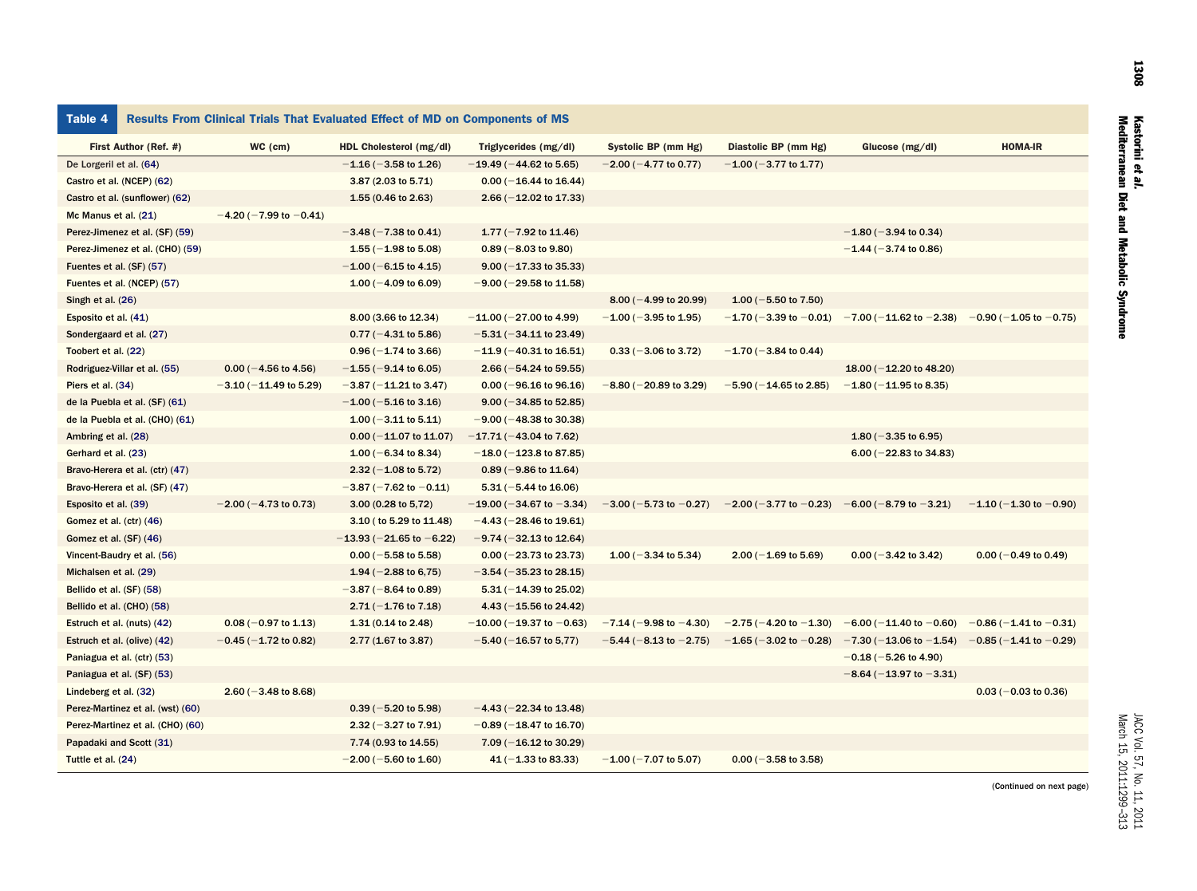**Table 4 Results From Clinical Trials That Evaluated Effect of MD on Components of MS**

| First Author (Ref. #) | WC (cm) | HDL Cholesterol (mg/dl) | Triglycerides (mg/dl) | Systolic BP (mm Hg) | Diastolic BP (mm Hg) | Glucose (mg/dl) | HOMA-IR |
|---|---|---|---|---|---|---|---|
| De Lorgeril et al. (64) | | −1.16 (−3.58 to 1.26) | −19.49 (−44.62 to 5.65) | −2.00 (−4.77 to 0.77) | −1.00 (−3.77 to 1.77) | | |
| Castro et al. (NCEP) (62) | | 3.87 (2.03 to 5.71) | 0.00 (−16.44 to 16.44) | | | | |
| Castro et al. (sunflower) (62) | | 1.55 (0.46 to 2.63) | 2.66 (−12.02 to 17.33) | | | | |
| Mc Manus et al. (21) | −4.20 (−7.99 to −0.41) | | | | | | |
| Perez-Jimenez et al. (SF) (59) | | −3.48 (−7.38 to 0.41) | 1.77 (−7.92 to 11.46) | | | −1.80 (−3.94 to 0.34) | |
| Perez-Jimenez et al. (CHO) (59) | | 1.55 (−1.98 to 5.08) | 0.89 (−8.03 to 9.80) | | | −1.44 (−3.74 to 0.86) | |
| Fuentes et al. (SF) (57) | | −1.00 (−6.15 to 4.15) | 9.00 (−17.33 to 35.33) | | | | |
| Fuentes et al. (NCEP) (57) | | 1.00 (−4.09 to 6.09) | −9.00 (−29.58 to 11.58) | | | | |
| Singh et al. (26) | | | | 8.00 (−4.99 to 20.99) | 1.00 (−5.50 to 7.50) | | |
| Esposito et al. (41) | | 8.00 (3.66 to 12.34) | −11.00 (−27.00 to 4.99) | −1.00 (−3.95 to 1.95) | −1.70 (−3.39 to −0.01) | −7.00 (−11.62 to −2.38) | −0.90 (−1.05 to −0.75) |
| Sondergaard et al. (27) | | 0.77 (−4.31 to 5.86) | −5.31 (−34.11 to 23.49) | | | | |
| Toobert et al. (22) | | 0.96 (−1.74 to 3.66) | −11.9 (−40.31 to 16.51) | 0.33 (−3.06 to 3.72) | −1.70 (−3.84 to 0.44) | | |
| Rodriguez-Villar et al. (55) | 0.00 (−4.56 to 4.56) | −1.55 (−9.14 to 6.05) | 2.66 (−54.24 to 59.55) | | | 18.00 (−12.20 to 48.20) | |
| Piers et al. (34) | −3.10 (−11.49 to 5.29) | −3.87 (−11.21 to 3.47) | 0.00 (−96.16 to 96.16) | −8.80 (−20.89 to 3.29) | −5.90 (−14.65 to 2.85) | −1.80 (−11.95 to 8.35) | |
| de la Puebla et al. (SF) (61) | | −1.00 (−5.16 to 3.16) | 9.00 (−34.85 to 52.85) | | | | |
| de la Puebla et al. (CHO) (61) | | 1.00 (−3.11 to 5.11) | −9.00 (−48.38 to 30.38) | | | | |
| Ambring et al. (28) | | 0.00 (−11.07 to 11.07) | −17.71 (−43.04 to 7.62) | | | 1.80 (−3.35 to 6.95) | |
| Gerhard et al. (23) | | 1.00 (−6.34 to 8.34) | −18.0 (−123.8 to 87.85) | | | 6.00 (−22.83 to 34.83) | |
| Bravo-Herera et al. (ctr) (47) | | 2.32 (−1.08 to 5.72) | 0.89 (−9.86 to 11.64) | | | | |
| Bravo-Herera et al. (SF) (47) | | −3.87 (−7.62 to −0.11) | 5.31 (−5.44 to 16.06) | | | | |
| Esposito et al. (39) | −2.00 (−4.73 to 0.73) | 3.00 (0.28 to 5,72) | −19.00 (−34.67 to −3.34) | −3.00 (−5.73 to −0.27) | −2.00 (−3.77 to −0.23) | −6.00 (−8.79 to −3.21) | −1.10 (−1.30 to −0.90) |
| Gomez et al. (ctr) (46) | | 3.10 ( to 5.29 to 11.48) | −4.43 (−28.46 to 19.61) | | | | |
| Gomez et al. (SF) (46) | | −13.93 (−21.65 to −6.22) | −9.74 (−32.13 to 12.64) | | | | |
| Vincent-Baudry et al. (56) | | 0.00 (−5.58 to 5.58) | 0.00 (−23.73 to 23.73) | 1.00 (−3.34 to 5.34) | 2.00 (−1.69 to 5.69) | 0.00 (−3.42 to 3.42) | 0.00 (−0.49 to 0.49) |
| Michalsen et al. (29) | | 1.94 (−2.88 to 6,75) | −3.54 (−35.23 to 28.15) | | | | |
| Bellido et al. (SF) (58) | | −3.87 (−8.64 to 0.89) | 5.31 (−14.39 to 25.02) | | | | |
| Bellido et al. (CHO) (58) | | 2.71 (−1.76 to 7.18) | 4.43 (−15.56 to 24.42) | | | | |
| Estruch et al. (nuts) (42) | 0.08 (−0.97 to 1.13) | 1.31 (0.14 to 2.48) | −10.00 (−19.37 to −0.63) | −7.14 (−9.98 to −4.30) | −2.75 (−4.20 to −1.30) | −6.00 (−11.40 to −0.60) | −0.86 (−1.41 to −0.31) |
| Estruch et al. (olive) (42) | −0.45 (−1.72 to 0.82) | 2.77 (1.67 to 3.87) | −5.40 (−16.57 to 5,77) | −5.44 (−8.13 to −2.75) | −1.65 (−3.02 to −0.28) | −7.30 (−13.06 to −1.54) | −0.85 (−1.41 to −0.29) |
| Paniagua et al. (ctr) (53) | | | | | | −0.18 (−5.26 to 4.90) | |
| Paniagua et al. (SF) (53) | | | | | | −8.64 (−13.97 to −3.31) | |
| Lindeberg et al. (32) | 2.60 (−3.48 to 8.68) | | | | | | 0.03 (−0.03 to 0.36) |
| Perez-Martinez et al. (wst) (60) | | 0.39 (−5.20 to 5.98) | −4.43 (−22.34 to 13.48) | | | | |
| Perez-Martinez et al. (CHO) (60) | | 2.32 (−3.27 to 7.91) | −0.89 (−18.47 to 16.70) | | | | |
| Papadaki and Scott (31) | | 7.74 (0.93 to 14.55) | 7.09 (−16.12 to 30.29) | | | | |
| Tuttle et al. (24) | | −2.00 (−5.60 to 1.60) | 41 (−1.33 to 83.33) | −1.00 (−7.07 to 5.07) | 0.00 (−3.58 to 3.58) | | |

(Continued on next page)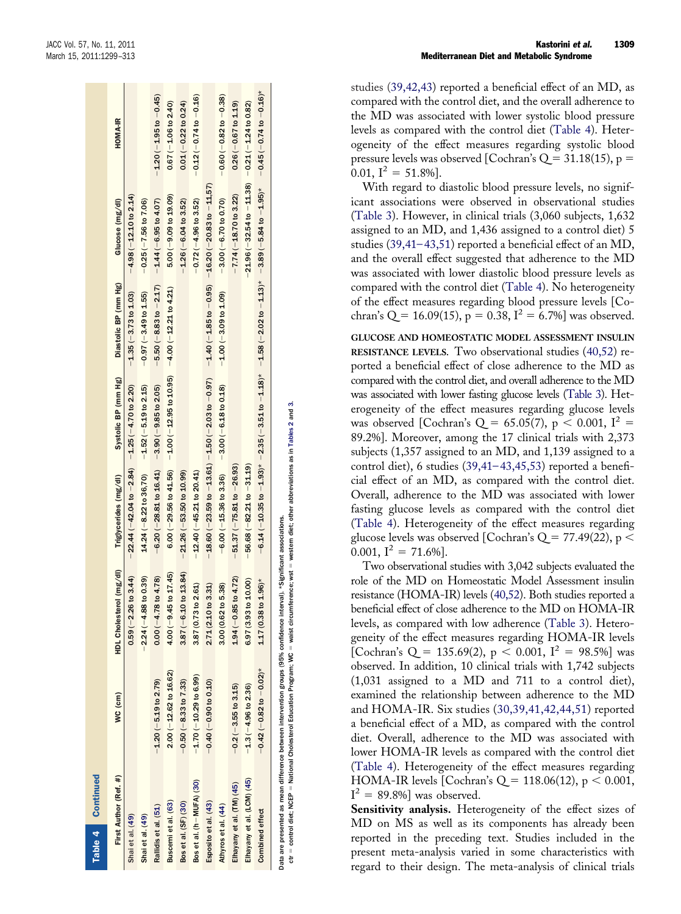**Table 4 Continued**

| First Author (Ref. #) | WC (cm) | HDL Cholesterol (mg/dl) | Triglycerides (mg/dl) | Systolic BP (mm Hg) | Diastolic BP (mm Hg) | Glucose (mg/dl) | HOMA-IR |
|---|---|---|---|---|---|---|---|
| Shai et al. (49) | | 0.59 (−2.26 to 3.44) | −22.44 (−42.04 to −2.84) | −1.25 (−4.70 to 2.20) | −1.35 (−3.73 to 1.03) | −4.98 (−12.10 to 2.14) | |
| Shai et al. (49) | | −2.24 (−4.88 to 0.39) | 14.24 (−8.22 to 36.70) | −1.52 (−5.19 to 2.15) | −0.97 (−3.49 to 1.55) | −0.25 (−7.56 to 7.06) | |
| Rallidis et al. (51) | −1.20 (−5.19 to 2.79) | 0.00 (−4.78 to 4.78) | −6.20 (−28.81 to 16.41) | −3.90 (−9.85 to 2.05) | −5.50 (−8.83 to −2.17) | −1.44 (−6.95 to 4.07) | −1.20 (−1.95 to −0.45) |
| Buscemi et al. (63) | 2.00 (−12.62 to 16.62) | 4.00 (−9.45 to 17.45) | 6.00 (−29.56 to 41.56) | −1.00 (−12.95 to 10.95) | −4.00 (−12.21 to 4.21) | 5.00 (−9.09 to 19.09) | 0.67 (−1.06 to 2.40) |
| Bos et al. (SF) (30) | −0.50 (−8.33 to 7.33) | 3.87 (−6.10 to 13.84) | −21.26 (−53.50 to 10.99) | | | −1.26 (−6.04 to 3.52) | 0.01 (−0.22 to 0.24) |
| Bos et al. (h−MUFA) (30) | −1.70 (−10.29 to 6.99) | 3.87 (0.73 to 2.61) | −12.40 (−45.21 to 20.41) | | | −0.72 (−4.96 to 3.52) | −0.12 (−0.74 to −0.16) |
| Esposito et al. (43) | −0.40 (−0.90 to 0.10) | 2.71 (2.10 to 3.31) | −18.60 (−23.59 to −13.61) | −1.50 (−2.03 to −0.97) | −1.40 (−1.85 to −0.95) | −16.20 (−20.83 to −11.57) | |
| Athyros et al. (44) | | 3.00 (0.62 to 5.38) | −6.00 (−15.36 to 3.36) | −3.00 (−6.18 to 0.18) | −1.00 (−3.09 to 1.09) | −3.00 (−6.70 to 0.70) | −0.60 (−0.82 to −0.38) |
| Elhayany et al. (TM) (45) | −0.2 (−3.55 to 3.15) | 1.94 (−0.85 to 4.72) | −51.37 (−75.81 to −26.93) | | | −7.74 (−18.70 to 3.22) | 0.26 (−0.67 to 1.19) |
| Elhayany et al. (LCM) (45) | −1.3 (−4.96 to 2.36) | 6.97 (3.93 to 10.00) | −56.68 (−82.21 to −31.19) | | | −21.96 (−32.54 to −11.38) | −0.21 (−1.24 to 0.82) |
| Combined effect | −0.42 (−0.82 to −0.02)* | 1.17 (0.38 to 1.96)* | −6.14 (−10.35 to −1.93)* | −2.35 (−3.51 to −1.18)* | −1.58 (−2.02 to −1.13)* | −3.89 (−5.84 to −1.95)* | −0.45 (−0.74 to −0.16)* |

Data are presented as mean difference between intervention groups (95% confidence interval). *Significant associations.
ctr = control diet; NCEP = National Cholesterol Education Program; WC = waist circumference; wst = western diet; other abbreviations as in Tables 2 and 3.

studies (39,42,43) reported a beneficial effect of an MD, as compared with the control diet, and the overall adherence to the MD was associated with lower systolic blood pressure levels as compared with the control diet (Table 4). Heterogeneity of the effect measures regarding systolic blood pressure levels was observed [Cochran's Q = 31.18(15), $p = 0.01$, $I^2 = 51.8\%$].

With regard to diastolic blood pressure levels, no significant associations were observed in observational studies (Table 3). However, in clinical trials (3,060 subjects, 1,632 assigned to an MD, and 1,436 assigned to a control diet) 5 studies (39,41–43,51) reported a beneficial effect of an MD, and the overall effect suggested that adherence to the MD was associated with lower diastolic blood pressure levels as compared with the control diet (Table 4). No heterogeneity of the effect measures regarding blood pressure levels [Cochran's Q = 16.09(15), $p = 0.38$, $I^2 = 6.7\%$] was observed.

**GLUCOSE AND HOMEOSTATIC MODEL ASSESSMENT INSULIN RESISTANCE LEVELS.** Two observational studies (40,52) reported a beneficial effect of close adherence to the MD as compared with the control diet, and overall adherence to the MD was associated with lower fasting glucose levels (Table 3). Heterogeneity of the effect measures regarding glucose levels was observed [Cochran's Q = 65.05(7), $p < 0.001$, $I^2 = 89.2\%$]. Moreover, among the 17 clinical trials with 2,373 subjects (1,357 assigned to an MD, and 1,139 assigned to a control diet), 6 studies (39,41–43,45,53) reported a beneficial effect of an MD, as compared with the control diet. Overall, adherence to the MD was associated with lower fasting glucose levels as compared with the control diet (Table 4). Heterogeneity of the effect measures regarding glucose levels was observed [Cochran's Q = 77.49(22), $p < 0.001$, $I^2 = 71.6\%$].

Two observational studies with 3,042 subjects evaluated the role of the MD on Homeostatic Model Assessment insulin resistance (HOMA-IR) levels (40,52). Both studies reported a beneficial effect of close adherence to the MD on HOMA-IR levels, as compared with low adherence (Table 3). Heterogeneity of the effect measures regarding HOMA-IR levels [Cochran's Q = 135.69(2), $p < 0.001$, $I^2 = 98.5\%$] was observed. In addition, 10 clinical trials with 1,742 subjects (1,031 assigned to a MD and 711 to a control diet), examined the relationship between adherence to the MD and HOMA-IR. Six studies (30,39,41,42,44,51) reported a beneficial effect of a MD, as compared with the control diet. Overall, adherence to the MD was associated with lower HOMA-IR levels as compared with the control diet (Table 4). Heterogeneity of the effect measures regarding HOMA-IR levels [Cochran's Q = 118.06(12), $p < 0.001$, $I^2 = 89.8\%$] was observed.

**Sensitivity analysis.** Heterogeneity of the effect sizes of MD on MS as well as its components has already been reported in the preceding text. Studies included in the present meta-analysis varied in some characteristics with regard to their design. The meta-analysis of clinical trials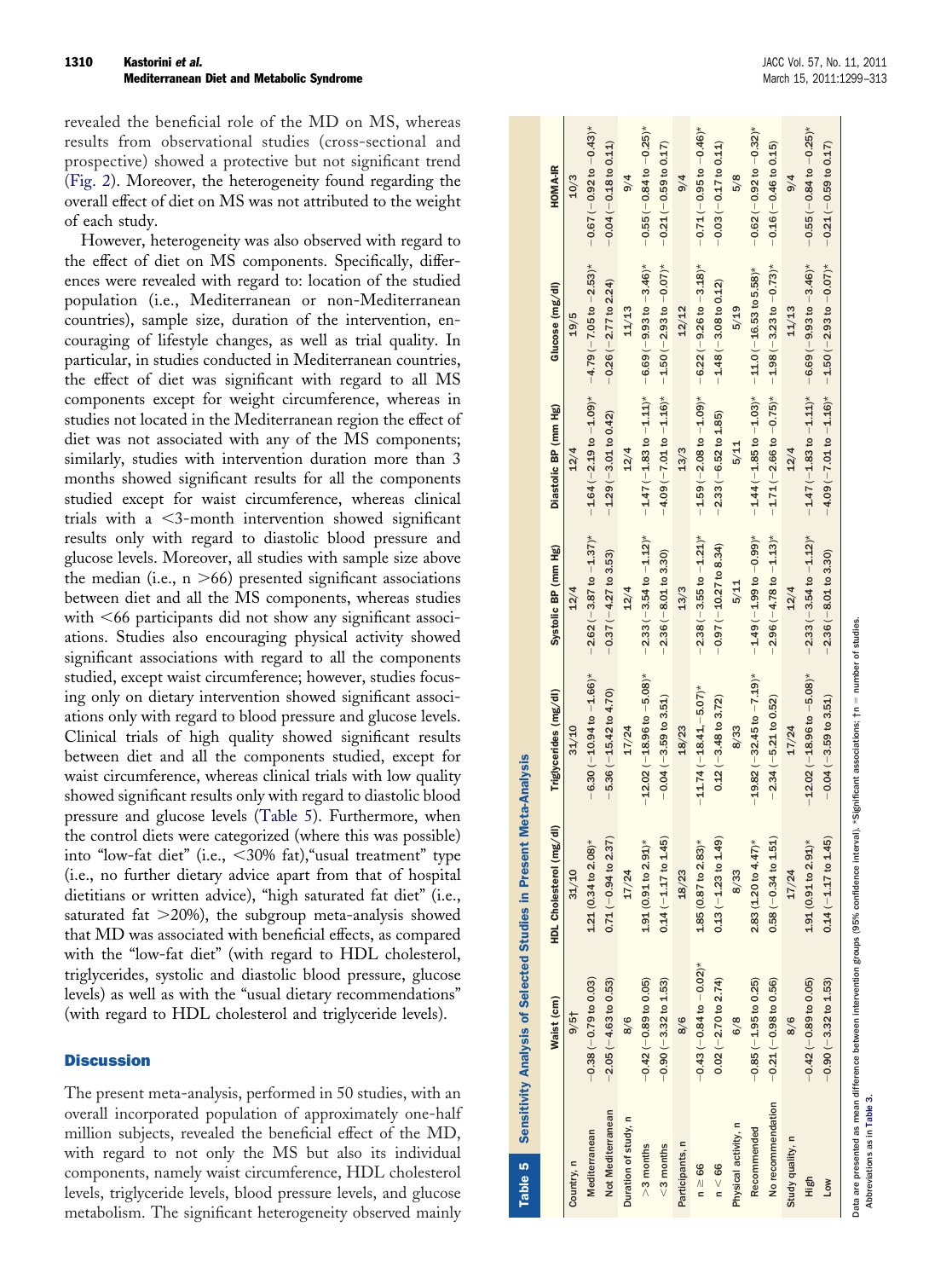revealed the beneficial role of the MD on MS, whereas results from observational studies (cross-sectional and prospective) showed a protective but not significant trend (Fig. 2). Moreover, the heterogeneity found regarding the overall effect of diet on MS was not attributed to the weight of each study.

However, heterogeneity was also observed with regard to the effect of diet on MS components. Specifically, differences were revealed with regard to: location of the studied population (i.e., Mediterranean or non-Mediterranean countries), sample size, duration of the intervention, encouraging of lifestyle changes, as well as trial quality. In particular, in studies conducted in Mediterranean countries, the effect of diet was significant with regard to all MS components except for weight circumference, whereas in studies not located in the Mediterranean region the effect of diet was not associated with any of the MS components; similarly, studies with intervention duration more than 3 months showed significant results for all the components studied except for waist circumference, whereas clinical trials with a <3-month intervention showed significant results only with regard to diastolic blood pressure and glucose levels. Moreover, all studies with sample size above the median (i.e., n >66) presented significant associations between diet and all the MS components, whereas studies with <66 participants did not show any significant associations. Studies also encouraging physical activity showed significant associations with regard to all the components studied, except waist circumference; however, studies focusing only on dietary intervention showed significant associations only with regard to blood pressure and glucose levels. Clinical trials of high quality showed significant results between diet and all the components studied, except for waist circumference, whereas clinical trials with low quality showed significant results only with regard to diastolic blood pressure and glucose levels (Table 5). Furthermore, when the control diets were categorized (where this was possible) into "low-fat diet" (i.e., <30% fat),"usual treatment" type (i.e., no further dietary advice apart from that of hospital dietitians or written advice), "high saturated fat diet" (i.e., saturated fat >20%), the subgroup meta-analysis showed that MD was associated with beneficial effects, as compared with the "low-fat diet" (with regard to HDL cholesterol, triglycerides, systolic and diastolic blood pressure, glucose levels) as well as with the "usual dietary recommendations" (with regard to HDL cholesterol and triglyceride levels).

## Discussion

The present meta-analysis, performed in 50 studies, with an overall incorporated population of approximately one-half million subjects, revealed the beneficial effect of the MD, with regard to not only the MS but also its individual components, namely waist circumference, HDL cholesterol levels, triglyceride levels, blood pressure levels, and glucose metabolism. The significant heterogeneity observed mainly

**Table 5 Sensitivity Analysis of Selected Studies in Present Meta-Analysis**

| | Waist (cm) | HDL Cholesterol (mg/dl) | Triglycerides (mg/dl) | Systolic BP (mm Hg) | Diastolic BP (mm Hg) | Glucose (mg/dl) | HOMA-IR |
|---|---|---|---|---|---|---|---|
| Country, n | 9/5† | 31/10 | 31/10 | 12/4 | 12/4 | 19/5 | 10/3 |
| Mediterranean | −0.38 (−0.79 to 0.03) | 1.21 (0.34 to 2.08)* | −6.30 (−10.94 to −1.66)* | −2.62 (−3.87 to −1.37)* | −1.64 (−2.19 to −1.09)* | −4.79 (−7.05 to −2.53)* | −0.67 (−0.92 to −0.43)* |
| Not Mediterranean | −2.05 (−4.63 to 0.53) | 0.71 (−0.94 to 2.37) | −5.36 (−15.42 to 4.70) | −0.37 (−4.27 to 3.53) | −1.29 (−3.01 to 0.42) | −0.26 (−2.77 to 2.24) | −0.04 (−0.18 to 0.11) |
| Duration of study, n | 8/6 | 17/24 | 17/24 | 12/4 | 12/4 | 11/13 | 9/4 |
| >3 months | −0.42 (−0.89 to 0.05) | 1.91 (0.91 to 2.91)* | −12.02 (−18.96 to −5.08)* | −2.33 (−3.54 to −1.12)* | −1.47 (−1.83 to −1.11)* | −6.69 (−9.93 to −3.46)* | −0.55 (−0.84 to −0.25)* |
| <3 months | −0.90 (−3.32 to 1.53) | 0.14 (−1.17 to 1.45) | −0.04 (−3.59 to 3.51) | −2.36 (−8.01 to 3.30) | −4.09 (−7.01 to −1.16)* | −1.50 (−2.93 to −0.07)* | −0.21 (−0.59 to 0.17) |
| Participants, n | 8/6 | 18/23 | 18/23 | 13/3 | 13/3 | 12/12 | 9/4 |
| n ≥ 66 | −0.43 (−0.84 to −0.02)* | 1.85 (0.87 to 2.83)* | −11.74 (−18.41, −5.07)* | −2.38 (−3.55 to −1.21)* | −1.59 (−2.08 to −1.09)* | −6.22 (−9.26 to −3.18)* | −0.71 (−0.95 to −0.46)* |
| n < 66 | 0.02 (−2.70 to 2.74) | 0.13 (−1.23 to 1.49) | 0.12 (−3.48 to 3.72) | −0.97 (−10.27 to 8.34) | −2.33 (−6.52 to 1.85) | −1.48 (−3.08 to 0.12) | −0.03 (−0.17 to 0.11) |
| Physical activity, n | 6/8 | 8/33 | 8/33 | 5/11 | 5/11 | 5/19 | 5/8 |
| Recommended | −0.85 (−1.95 to 0.25) | 2.83 (1.20 to 4.47)* | −19.82 (−32.45 to −7.19)* | −1.49 (−1.99 to −0.99)* | −1.44 (−1.85 to −1.03)* | −11.0 (−16.53 to 5.58)* | −0.62 (−0.92 to −0.32)* |
| No recommendation | −0.21 (−0.98 to 0.56) | 0.58 (−0.34 to 1.51) | −2.34 (−5.21 to 0.52) | −2.96 (−4.78 to −1.13)* | −1.71 (−2.66 to −0.75)* | −1.98 (−3.23 to −0.73)* | −0.16 (−0.46 to 0.15) |
| Study quality, n | 8/6 | 17/24 | 17/24 | 12/4 | 12/4 | 11/13 | 9/4 |
| High | −0.42 (−0.89 to 0.05) | 1.91 (0.91 to 2.91)* | −12.02 (−18.96 to −5.08)* | −2.33 (−3.54 to −1.12)* | −1.47 (−1.83 to −1.11)* | −6.69 (−9.93 to −3.46)* | −0.55 (−0.84 to −0.25)* |
| Low | −0.90 (−3.32 to 1.53) | 0.14 (−1.17 to 1.45) | −0.04 (−3.59 to 3.51) | −2.36 (−8.01 to 3.30) | −4.09 (−7.01 to −1.16)* | −1.50 (−2.93 to −0.07)* | −0.21 (−0.59 to 0.17) |

Data are presented as mean difference between intervention groups (95% confidence interval). *Significant associations; †n = number of studies.
Abbreviations as in Table 3.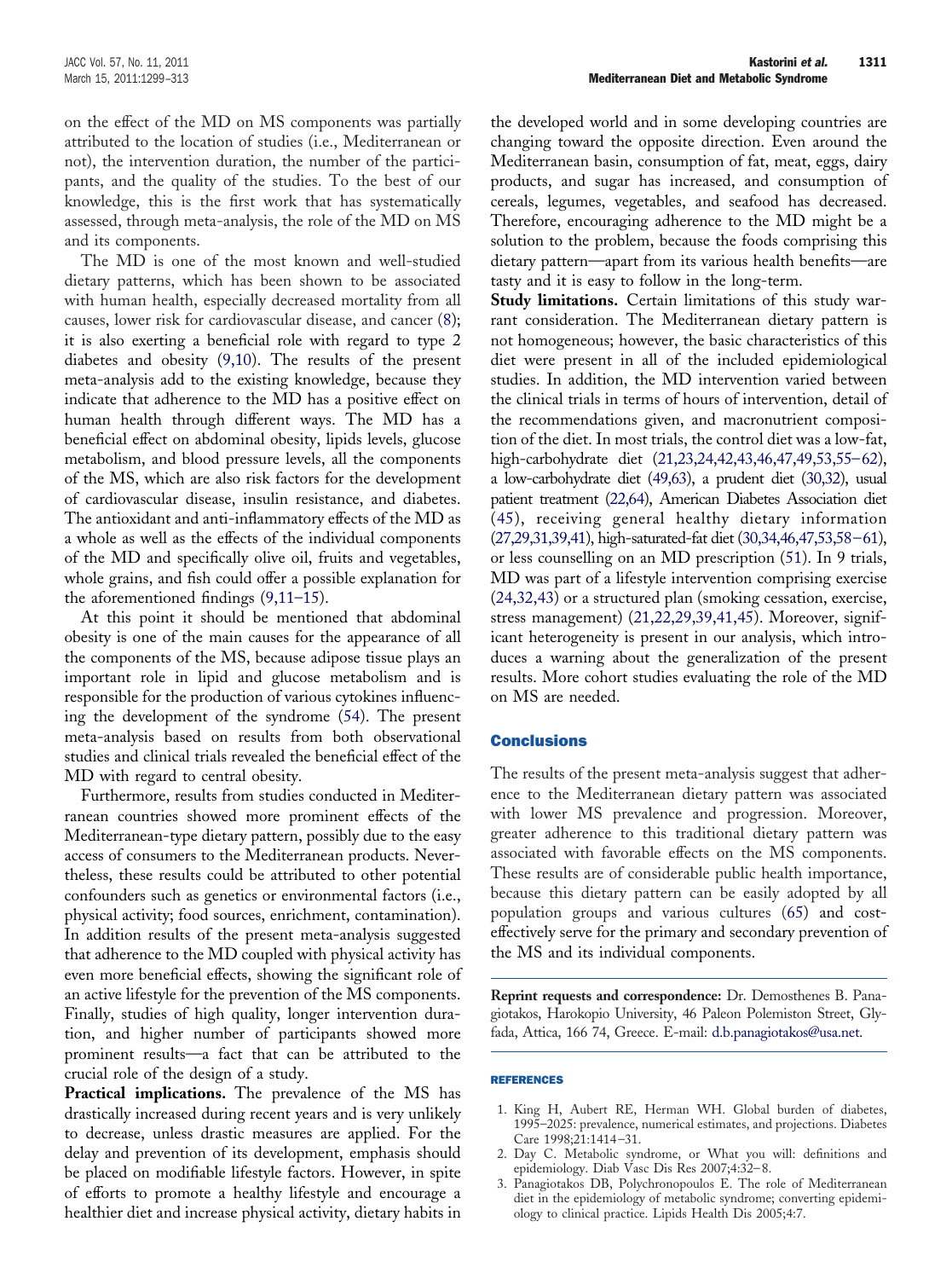on the effect of the MD on MS components was partially attributed to the location of studies (i.e., Mediterranean or not), the intervention duration, the number of the participants, and the quality of the studies. To the best of our knowledge, this is the first work that has systematically assessed, through meta-analysis, the role of the MD on MS and its components.

The MD is one of the most known and well-studied dietary patterns, which has been shown to be associated with human health, especially decreased mortality from all causes, lower risk for cardiovascular disease, and cancer (8); it is also exerting a beneficial role with regard to type 2 diabetes and obesity (9,10). The results of the present meta-analysis add to the existing knowledge, because they indicate that adherence to the MD has a positive effect on human health through different ways. The MD has a beneficial effect on abdominal obesity, lipids levels, glucose metabolism, and blood pressure levels, all the components of the MS, which are also risk factors for the development of cardiovascular disease, insulin resistance, and diabetes. The antioxidant and anti-inflammatory effects of the MD as a whole as well as the effects of the individual components of the MD and specifically olive oil, fruits and vegetables, whole grains, and fish could offer a possible explanation for the aforementioned findings (9,11–15).

At this point it should be mentioned that abdominal obesity is one of the main causes for the appearance of all the components of the MS, because adipose tissue plays an important role in lipid and glucose metabolism and is responsible for the production of various cytokines influencing the development of the syndrome (54). The present meta-analysis based on results from both observational studies and clinical trials revealed the beneficial effect of the MD with regard to central obesity.

Furthermore, results from studies conducted in Mediterranean countries showed more prominent effects of the Mediterranean-type dietary pattern, possibly due to the easy access of consumers to the Mediterranean products. Nevertheless, these results could be attributed to other potential confounders such as genetics or environmental factors (i.e., physical activity; food sources, enrichment, contamination). In addition results of the present meta-analysis suggested that adherence to the MD coupled with physical activity has even more beneficial effects, showing the significant role of an active lifestyle for the prevention of the MS components. Finally, studies of high quality, longer intervention duration, and higher number of participants showed more prominent results—a fact that can be attributed to the crucial role of the design of a study.

**Practical implications.** The prevalence of the MS has drastically increased during recent years and is very unlikely to decrease, unless drastic measures are applied. For the delay and prevention of its development, emphasis should be placed on modifiable lifestyle factors. However, in spite of efforts to promote a healthy lifestyle and encourage a healthier diet and increase physical activity, dietary habits in the developed world and in some developing countries are changing toward the opposite direction. Even around the Mediterranean basin, consumption of fat, meat, eggs, dairy products, and sugar has increased, and consumption of cereals, legumes, vegetables, and seafood has decreased. Therefore, encouraging adherence to the MD might be a solution to the problem, because the foods comprising this dietary pattern—apart from its various health benefits—are tasty and it is easy to follow in the long-term.

**Study limitations.** Certain limitations of this study warrant consideration. The Mediterranean dietary pattern is not homogeneous; however, the basic characteristics of this diet were present in all of the included epidemiological studies. In addition, the MD intervention varied between the clinical trials in terms of hours of intervention, detail of the recommendations given, and macronutrient composition of the diet. In most trials, the control diet was a low-fat, high-carbohydrate diet (21,23,24,42,43,46,47,49,53,55–62), a low-carbohydrate diet (49,63), a prudent diet (30,32), usual patient treatment (22,64), American Diabetes Association diet (45), receiving general healthy dietary information (27,29,31,39,41), high-saturated-fat diet (30,34,46,47,53,58–61), or less counselling on an MD prescription (51). In 9 trials, MD was part of a lifestyle intervention comprising exercise (24,32,43) or a structured plan (smoking cessation, exercise, stress management) (21,22,29,39,41,45). Moreover, significant heterogeneity is present in our analysis, which introduces a warning about the generalization of the present results. More cohort studies evaluating the role of the MD on MS are needed.

## Conclusions

The results of the present meta-analysis suggest that adherence to the Mediterranean dietary pattern was associated with lower MS prevalence and progression. Moreover, greater adherence to this traditional dietary pattern was associated with favorable effects on the MS components. These results are of considerable public health importance, because this dietary pattern can be easily adopted by all population groups and various cultures (65) and cost-effectively serve for the primary and secondary prevention of the MS and its individual components.

**Reprint requests and correspondence:** Dr. Demosthenes B. Panagiotakos, Harokopio University, 46 Paleon Polemiston Street, Glyfada, Attica, 166 74, Greece. E-mail: d.b.panagiotakos@usa.net.

## REFERENCES

1. King H, Aubert RE, Herman WH. Global burden of diabetes, 1995–2025: prevalence, numerical estimates, and projections. Diabetes Care 1998;21:1414–31.
2. Day C. Metabolic syndrome, or What you will: definitions and epidemiology. Diab Vasc Dis Res 2007;4:32–8.
3. Panagiotakos DB, Polychronopoulos E. The role of Mediterranean diet in the epidemiology of metabolic syndrome; converting epidemiology to clinical practice. Lipids Health Dis 2005;4:7.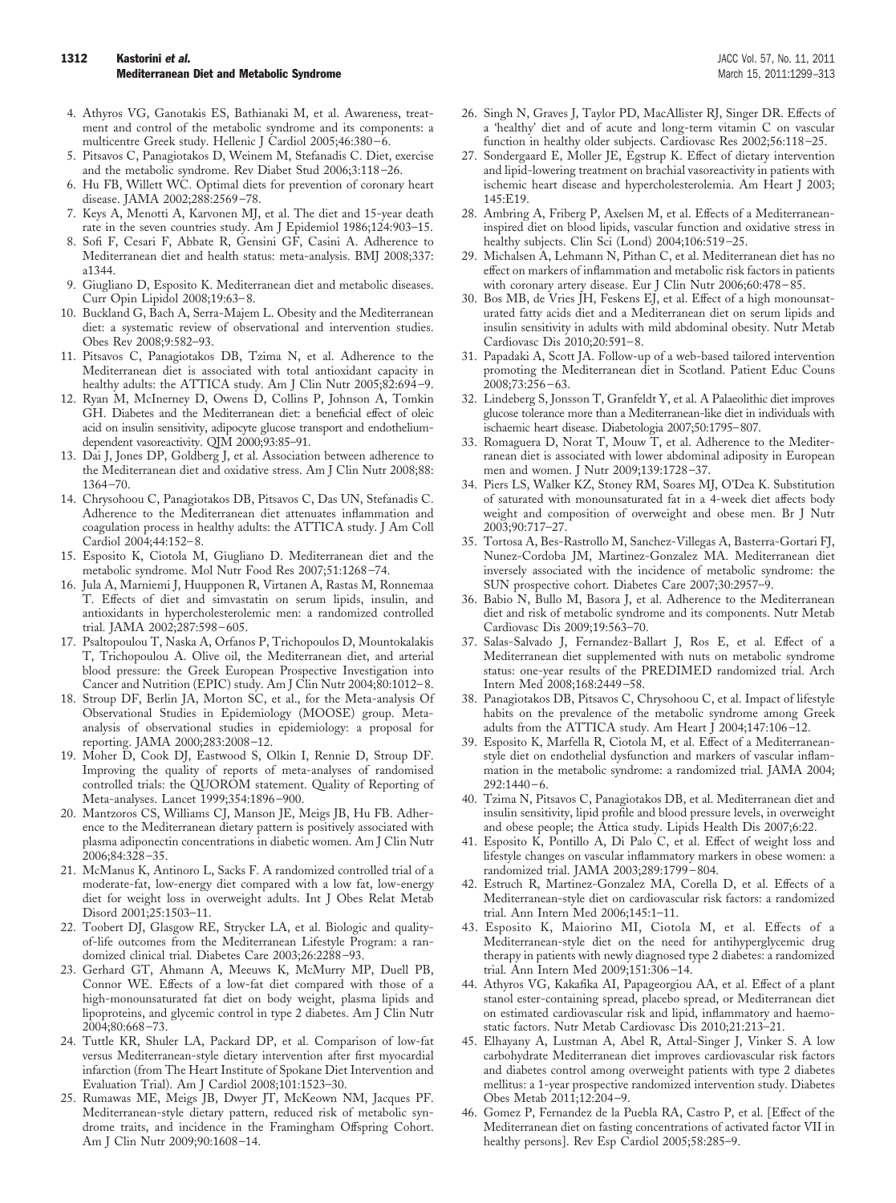4. Athyros VG, Ganotakis ES, Bathianaki M, et al. Awareness, treatment and control of the metabolic syndrome and its components: a multicentre Greek study. Hellenic J Cardiol 2005;46:380–6.
5. Pitsavos C, Panagiotakos D, Weinem M, Stefanadis C. Diet, exercise and the metabolic syndrome. Rev Diabet Stud 2006;3:118–26.
6. Hu FB, Willett WC. Optimal diets for prevention of coronary heart disease. JAMA 2002;288:2569–78.
7. Keys A, Menotti A, Karvonen MJ, et al. The diet and 15-year death rate in the seven countries study. Am J Epidemiol 1986;124:903–15.
8. Sofi F, Cesari F, Abbate R, Gensini GF, Casini A. Adherence to Mediterranean diet and health status: meta-analysis. BMJ 2008;337: a1344.
9. Giugliano D, Esposito K. Mediterranean diet and metabolic diseases. Curr Opin Lipidol 2008;19:63–8.
10. Buckland G, Bach A, Serra-Majem L. Obesity and the Mediterranean diet: a systematic review of observational and intervention studies. Obes Rev 2008;9:582–93.
11. Pitsavos C, Panagiotakos DB, Tzima N, et al. Adherence to the Mediterranean diet is associated with total antioxidant capacity in healthy adults: the ATTICA study. Am J Clin Nutr 2005;82:694–9.
12. Ryan M, McInerney D, Owens D, Collins P, Johnson A, Tomkin GH. Diabetes and the Mediterranean diet: a beneficial effect of oleic acid on insulin sensitivity, adipocyte glucose transport and endothelium-dependent vasoreactivity. QJM 2000;93:85–91.
13. Dai J, Jones DP, Goldberg J, et al. Association between adherence to the Mediterranean diet and oxidative stress. Am J Clin Nutr 2008;88: 1364–70.
14. Chrysohoou C, Panagiotakos DB, Pitsavos C, Das UN, Stefanadis C. Adherence to the Mediterranean diet attenuates inflammation and coagulation process in healthy adults: the ATTICA study. J Am Coll Cardiol 2004;44:152–8.
15. Esposito K, Ciotola M, Giugliano D. Mediterranean diet and the metabolic syndrome. Mol Nutr Food Res 2007;51:1268–74.
16. Jula A, Marniemi J, Huupponen R, Virtanen A, Rastas M, Ronnemaa T. Effects of diet and simvastatin on serum lipids, insulin, and antioxidants in hypercholesterolemic men: a randomized controlled trial. JAMA 2002;287:598–605.
17. Psaltopoulou T, Naska A, Orfanos P, Trichopoulos D, Mountokalakis T, Trichopoulou A. Olive oil, the Mediterranean diet, and arterial blood pressure: the Greek European Prospective Investigation into Cancer and Nutrition (EPIC) study. Am J Clin Nutr 2004;80:1012–8.
18. Stroup DF, Berlin JA, Morton SC, et al., for the Meta-analysis Of Observational Studies in Epidemiology (MOOSE) group. Meta-analysis of observational studies in epidemiology: a proposal for reporting. JAMA 2000;283:2008–12.
19. Moher D, Cook DJ, Eastwood S, Olkin I, Rennie D, Stroup DF. Improving the quality of reports of meta-analyses of randomised controlled trials: the QUOROM statement. Quality of Reporting of Meta-analyses. Lancet 1999;354:1896–900.
20. Mantzoros CS, Williams CJ, Manson JE, Meigs JB, Hu FB. Adherence to the Mediterranean dietary pattern is positively associated with plasma adiponectin concentrations in diabetic women. Am J Clin Nutr 2006;84:328–35.
21. McManus K, Antinoro L, Sacks F. A randomized controlled trial of a moderate-fat, low-energy diet compared with a low fat, low-energy diet for weight loss in overweight adults. Int J Obes Relat Metab Disord 2001;25:1503–11.
22. Toobert DJ, Glasgow RE, Strycker LA, et al. Biologic and quality-of-life outcomes from the Mediterranean Lifestyle Program: a randomized clinical trial. Diabetes Care 2003;26:2288–93.
23. Gerhard GT, Ahmann A, Meeuws K, McMurry MP, Duell PB, Connor WE. Effects of a low-fat diet compared with those of a high-monounsaturated fat diet on body weight, plasma lipids and lipoproteins, and glycemic control in type 2 diabetes. Am J Clin Nutr 2004;80:668–73.
24. Tuttle KR, Shuler LA, Packard DP, et al. Comparison of low-fat versus Mediterranean-style dietary intervention after first myocardial infarction (from The Heart Institute of Spokane Diet Intervention and Evaluation Trial). Am J Cardiol 2008;101:1523–30.
25. Rumawas ME, Meigs JB, Dwyer JT, McKeown NM, Jacques PF. Mediterranean-style dietary pattern, reduced risk of metabolic syndrome traits, and incidence in the Framingham Offspring Cohort. Am J Clin Nutr 2009;90:1608–14.
26. Singh N, Graves J, Taylor PD, MacAllister RJ, Singer DR. Effects of a 'healthy' diet and of acute and long-term vitamin C on vascular function in healthy older subjects. Cardiovasc Res 2002;56:118–25.
27. Sondergaard E, Moller JE, Egstrup K. Effect of dietary intervention and lipid-lowering treatment on brachial vasoreactivity in patients with ischemic heart disease and hypercholesterolemia. Am Heart J 2003; 145:E19.
28. Ambring A, Friberg P, Axelsen M, et al. Effects of a Mediterranean-inspired diet on blood lipids, vascular function and oxidative stress in healthy subjects. Clin Sci (Lond) 2004;106:519–25.
29. Michalsen A, Lehmann N, Pithan C, et al. Mediterranean diet has no effect on markers of inflammation and metabolic risk factors in patients with coronary artery disease. Eur J Clin Nutr 2006;60:478–85.
30. Bos MB, de Vries JH, Feskens EJ, et al. Effect of a high monounsaturated fatty acids diet and a Mediterranean diet on serum lipids and insulin sensitivity in adults with mild abdominal obesity. Nutr Metab Cardiovasc Dis 2010;20:591–8.
31. Papadaki A, Scott JA. Follow-up of a web-based tailored intervention promoting the Mediterranean diet in Scotland. Patient Educ Couns 2008;73:256–63.
32. Lindeberg S, Jonsson T, Granfeldt Y, et al. A Palaeolithic diet improves glucose tolerance more than a Mediterranean-like diet in individuals with ischaemic heart disease. Diabetologia 2007;50:1795–807.
33. Romaguera D, Norat T, Mouw T, et al. Adherence to the Mediterranean diet is associated with lower abdominal adiposity in European men and women. J Nutr 2009;139:1728–37.
34. Piers LS, Walker KZ, Stoney RM, Soares MJ, O'Dea K. Substitution of saturated with monounsaturated fat in a 4-week diet affects body weight and composition of overweight and obese men. Br J Nutr 2003;90:717–27.
35. Tortosa A, Bes-Rastrollo M, Sanchez-Villegas A, Basterra-Gortari FJ, Nunez-Cordoba JM, Martinez-Gonzalez MA. Mediterranean diet inversely associated with the incidence of metabolic syndrome: the SUN prospective cohort. Diabetes Care 2007;30:2957–9.
36. Babio N, Bullo M, Basora J, et al. Adherence to the Mediterranean diet and risk of metabolic syndrome and its components. Nutr Metab Cardiovasc Dis 2009;19:563–70.
37. Salas-Salvado J, Fernandez-Ballart J, Ros E, et al. Effect of a Mediterranean diet supplemented with nuts on metabolic syndrome status: one-year results of the PREDIMED randomized trial. Arch Intern Med 2008;168:2449–58.
38. Panagiotakos DB, Pitsavos C, Chrysohoou C, et al. Impact of lifestyle habits on the prevalence of the metabolic syndrome among Greek adults from the ATTICA study. Am Heart J 2004;147:106–12.
39. Esposito K, Marfella R, Ciotola M, et al. Effect of a Mediterranean-style diet on endothelial dysfunction and markers of vascular inflammation in the metabolic syndrome: a randomized trial. JAMA 2004; 292:1440–6.
40. Tzima N, Pitsavos C, Panagiotakos DB, et al. Mediterranean diet and insulin sensitivity, lipid profile and blood pressure levels, in overweight and obese people; the Attica study. Lipids Health Dis 2007;6:22.
41. Esposito K, Pontillo A, Di Palo C, et al. Effect of weight loss and lifestyle changes on vascular inflammatory markers in obese women: a randomized trial. JAMA 2003;289:1799–804.
42. Estruch R, Martinez-Gonzalez MA, Corella D, et al. Effects of a Mediterranean-style diet on cardiovascular risk factors: a randomized trial. Ann Intern Med 2006;145:1–11.
43. Esposito K, Maiorino MI, Ciotola M, et al. Effects of a Mediterranean-style diet on the need for antihyperglycemic drug therapy in patients with newly diagnosed type 2 diabetes: a randomized trial. Ann Intern Med 2009;151:306–14.
44. Athyros VG, Kakafika AI, Papageorgiou AA, et al. Effect of a plant stanol ester-containing spread, placebo spread, or Mediterranean diet on estimated cardiovascular risk and lipid, inflammatory and haemostatic factors. Nutr Metab Cardiovasc Dis 2010;21:213–21.
45. Elhayany A, Lustman A, Abel R, Attal-Singer J, Vinker S. A low carbohydrate Mediterranean diet improves cardiovascular risk factors and diabetes control among overweight patients with type 2 diabetes mellitus: a 1-year prospective randomized intervention study. Diabetes Obes Metab 2011;12:204–9.
46. Gomez P, Fernandez de la Puebla RA, Castro P, et al. [Effect of the Mediterranean diet on fasting concentrations of activated factor VII in healthy persons]. Rev Esp Cardiol 2005;58:285–9.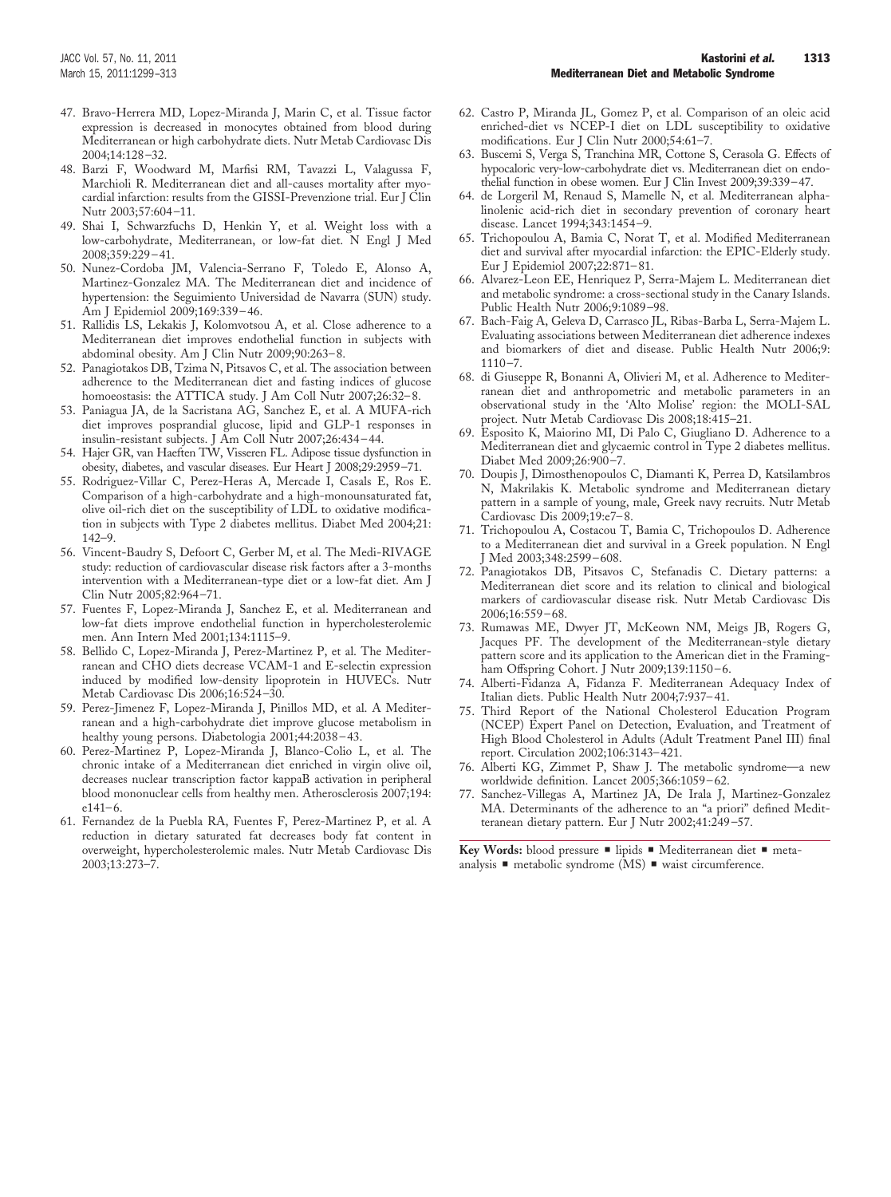47. Bravo-Herrera MD, Lopez-Miranda J, Marin C, et al. Tissue factor expression is decreased in monocytes obtained from blood during Mediterranean or high carbohydrate diets. Nutr Metab Cardiovasc Dis 2004;14:128–32.
48. Barzi F, Woodward M, Marfisi RM, Tavazzi L, Valagussa F, Marchioli R. Mediterranean diet and all-causes mortality after myocardial infarction: results from the GISSI-Prevenzione trial. Eur J Clin Nutr 2003;57:604–11.
49. Shai I, Schwarzfuchs D, Henkin Y, et al. Weight loss with a low-carbohydrate, Mediterranean, or low-fat diet. N Engl J Med 2008;359:229–41.
50. Nunez-Cordoba JM, Valencia-Serrano F, Toledo E, Alonso A, Martinez-Gonzalez MA. The Mediterranean diet and incidence of hypertension: the Seguimiento Universidad de Navarra (SUN) study. Am J Epidemiol 2009;169:339–46.
51. Rallidis LS, Lekakis J, Kolomvotsou A, et al. Close adherence to a Mediterranean diet improves endothelial function in subjects with abdominal obesity. Am J Clin Nutr 2009;90:263–8.
52. Panagiotakos DB, Tzima N, Pitsavos C, et al. The association between adherence to the Mediterranean diet and fasting indices of glucose homoeostasis: the ATTICA study. J Am Coll Nutr 2007;26:32–8.
53. Paniagua JA, de la Sacristana AG, Sanchez E, et al. A MUFA-rich diet improves posprandial glucose, lipid and GLP-1 responses in insulin-resistant subjects. J Am Coll Nutr 2007;26:434–44.
54. Hajer GR, van Haeften TW, Visseren FL. Adipose tissue dysfunction in obesity, diabetes, and vascular diseases. Eur Heart J 2008;29:2959–71.
55. Rodriguez-Villar C, Perez-Heras A, Mercade I, Casals E, Ros E. Comparison of a high-carbohydrate and a high-monounsaturated fat, olive oil-rich diet on the susceptibility of LDL to oxidative modification in subjects with Type 2 diabetes mellitus. Diabet Med 2004;21: 142–9.
56. Vincent-Baudry S, Defoort C, Gerber M, et al. The Medi-RIVAGE study: reduction of cardiovascular disease risk factors after a 3-months intervention with a Mediterranean-type diet or a low-fat diet. Am J Clin Nutr 2005;82:964–71.
57. Fuentes F, Lopez-Miranda J, Sanchez E, et al. Mediterranean and low-fat diets improve endothelial function in hypercholesterolemic men. Ann Intern Med 2001;134:1115–9.
58. Bellido C, Lopez-Miranda J, Perez-Martinez P, et al. The Mediterranean and CHO diets decrease VCAM-1 and E-selectin expression induced by modified low-density lipoprotein in HUVECs. Nutr Metab Cardiovasc Dis 2006;16:524–30.
59. Perez-Jimenez F, Lopez-Miranda J, Pinillos MD, et al. A Mediterranean and a high-carbohydrate diet improve glucose metabolism in healthy young persons. Diabetologia 2001;44:2038–43.
60. Perez-Martinez P, Lopez-Miranda J, Blanco-Colio L, et al. The chronic intake of a Mediterranean diet enriched in virgin olive oil, decreases nuclear transcription factor kappaB activation in peripheral blood mononuclear cells from healthy men. Atherosclerosis 2007;194: e141–6.
61. Fernandez de la Puebla RA, Fuentes F, Perez-Martinez P, et al. A reduction in dietary saturated fat decreases body fat content in overweight, hypercholesterolemic males. Nutr Metab Cardiovasc Dis 2003;13:273–7.
62. Castro P, Miranda JL, Gomez P, et al. Comparison of an oleic acid enriched-diet vs NCEP-I diet on LDL susceptibility to oxidative modifications. Eur J Clin Nutr 2000;54:61–7.
63. Buscemi S, Verga S, Tranchina MR, Cottone S, Cerasola G. Effects of hypocaloric very-low-carbohydrate diet vs. Mediterranean diet on endothelial function in obese women. Eur J Clin Invest 2009;39:339–47.
64. de Lorgeril M, Renaud S, Mamelle N, et al. Mediterranean alpha-linolenic acid-rich diet in secondary prevention of coronary heart disease. Lancet 1994;343:1454–9.
65. Trichopoulou A, Bamia C, Norat T, et al. Modified Mediterranean diet and survival after myocardial infarction: the EPIC-Elderly study. Eur J Epidemiol 2007;22:871–81.
66. Alvarez-Leon EE, Henriquez P, Serra-Majem L. Mediterranean diet and metabolic syndrome: a cross-sectional study in the Canary Islands. Public Health Nutr 2006;9:1089–98.
67. Bach-Faig A, Geleva D, Carrasco JL, Ribas-Barba L, Serra-Majem L. Evaluating associations between Mediterranean diet adherence indexes and biomarkers of diet and disease. Public Health Nutr 2006;9: 1110–7.
68. di Giuseppe R, Bonanni A, Olivieri M, et al. Adherence to Mediterranean diet and anthropometric and metabolic parameters in an observational study in the 'Alto Molise' region: the MOLI-SAL project. Nutr Metab Cardiovasc Dis 2008;18:415–21.
69. Esposito K, Maiorino MI, Di Palo C, Giugliano D. Adherence to a Mediterranean diet and glycaemic control in Type 2 diabetes mellitus. Diabet Med 2009;26:900–7.
70. Doupis J, Dimosthenopoulos C, Diamanti K, Perrea D, Katsilambros N, Makrilakis K. Metabolic syndrome and Mediterranean dietary pattern in a sample of young, male, Greek navy recruits. Nutr Metab Cardiovasc Dis 2009;19:e7–8.
71. Trichopoulou A, Costacou T, Bamia C, Trichopoulos D. Adherence to a Mediterranean diet and survival in a Greek population. N Engl J Med 2003;348:2599–608.
72. Panagiotakos DB, Pitsavos C, Stefanadis C. Dietary patterns: a Mediterranean diet score and its relation to clinical and biological markers of cardiovascular disease risk. Nutr Metab Cardiovasc Dis 2006;16:559–68.
73. Rumawas ME, Dwyer JT, McKeown NM, Meigs JB, Rogers G, Jacques PF. The development of the Mediterranean-style dietary pattern score and its application to the American diet in the Framingham Offspring Cohort. J Nutr 2009;139:1150–6.
74. Alberti-Fidanza A, Fidanza F. Mediterranean Adequacy Index of Italian diets. Public Health Nutr 2004;7:937–41.
75. Third Report of the National Cholesterol Education Program (NCEP) Expert Panel on Detection, Evaluation, and Treatment of High Blood Cholesterol in Adults (Adult Treatment Panel III) final report. Circulation 2002;106:3143–421.
76. Alberti KG, Zimmet P, Shaw J. The metabolic syndrome—a new worldwide definition. Lancet 2005;366:1059–62.
77. Sanchez-Villegas A, Martinez JA, De Irala J, Martinez-Gonzalez MA. Determinants of the adherence to an "a priori" defined Mediterranean dietary pattern. Eur J Nutr 2002;41:249–57.

**Key Words:** blood pressure ▪ lipids ▪ Mediterranean diet ▪ meta-analysis ▪ metabolic syndrome (MS) ▪ waist circumference.